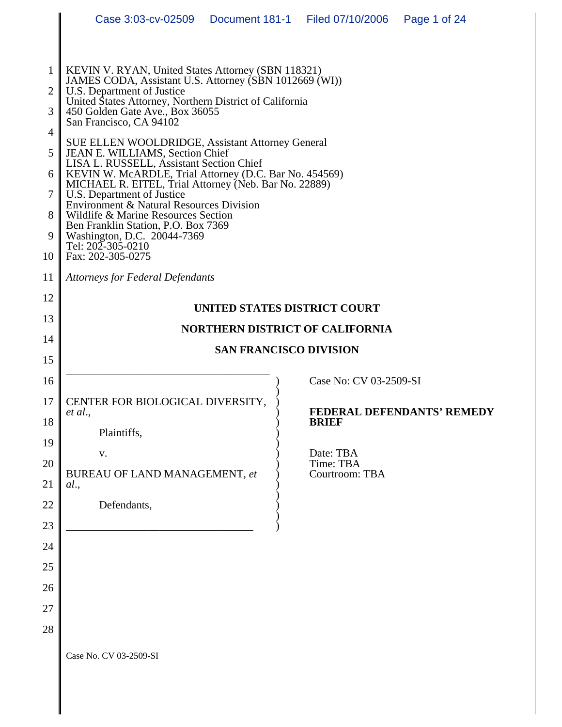KEVIN V. RYAN, United States Attorney (SBN 118321)
JAMES CODA, Assistant U.S. Attorney (SBN 1012669 (WI))
U.S. Department of Justice
United States Attorney, Northern District of California
450 Golden Gate Ave., Box 36055
San Francisco, CA 94102

SUE ELLEN WOOLDRIDGE, Assistant Attorney General
JEAN E. WILLIAMS, Section Chief
LISA L. RUSSELL, Assistant Section Chief
KEVIN W. McARDLE, Trial Attorney (D.C. Bar No. 454569)
MICHAEL R. EITEL, Trial Attorney (Neb. Bar No. 22889)
U.S. Department of Justice
Environment & Natural Resources Division
Wildlife & Marine Resources Section
Ben Franklin Station, P.O. Box 7369
Washington, D.C. 20044-7369
Tel: 202-305-0210
Fax: 202-305-0275

*Attorneys for Federal Defendants*

**UNITED STATES DISTRICT COURT**

**NORTHERN DISTRICT OF CALIFORNIA**

**SAN FRANCISCO DIVISION**

CENTER FOR BIOLOGICAL DIVERSITY, *et al*.,

Plaintiffs,

v.

BUREAU OF LAND MANAGEMENT, *et al*.,

Defendants,

Case No: CV 03-2509-SI

**FEDERAL DEFENDANTS' REMEDY BRIEF**

Date: TBA
Time: TBA
Courtroom: TBA

Case No. CV 03-2509-SI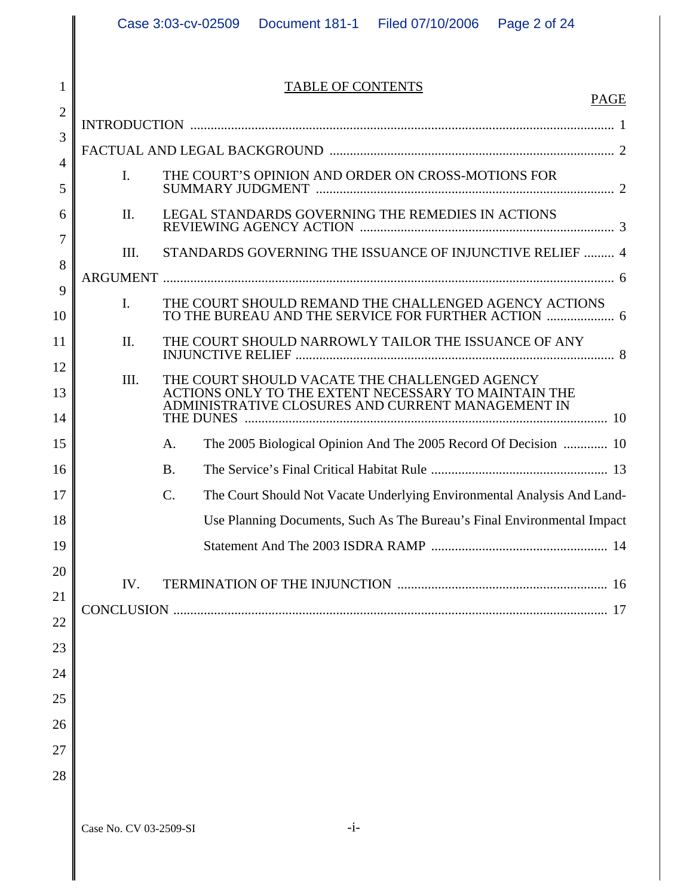# TABLE OF CONTENTS

PAGE

INTRODUCTION ............................................................................................................................. 1

FACTUAL AND LEGAL BACKGROUND .................................................................................... 2

I. THE COURT'S OPINION AND ORDER ON CROSS-MOTIONS FOR SUMMARY JUDGMENT ........................................................................................ 2

II. LEGAL STANDARDS GOVERNING THE REMEDIES IN ACTIONS REVIEWING AGENCY ACTION ........................................................................... 3

III. STANDARDS GOVERNING THE ISSUANCE OF INJUNCTIVE RELIEF ......... 4

ARGUMENT .................................................................................................................................... 6

I. THE COURT SHOULD REMAND THE CHALLENGED AGENCY ACTIONS TO THE BUREAU AND THE SERVICE FOR FURTHER ACTION .................... 6

II. THE COURT SHOULD NARROWLY TAILOR THE ISSUANCE OF ANY INJUNCTIVE RELIEF .............................................................................................. 8

III. THE COURT SHOULD VACATE THE CHALLENGED AGENCY ACTIONS ONLY TO THE EXTENT NECESSARY TO MAINTAIN THE ADMINISTRATIVE CLOSURES AND CURRENT MANAGEMENT IN THE DUNES ........................................................................................................... 10

A. The 2005 Biological Opinion And The 2005 Record Of Decision ............. 10

B. The Service's Final Critical Habitat Rule .................................................... 13

C. The Court Should Not Vacate Underlying Environmental Analysis And Land-Use Planning Documents, Such As The Bureau's Final Environmental Impact Statement And The 2003 ISDRA RAMP .................................................... 14

IV. TERMINATION OF THE INJUNCTION .............................................................. 16

CONCLUSION ............................................................................................................................... 17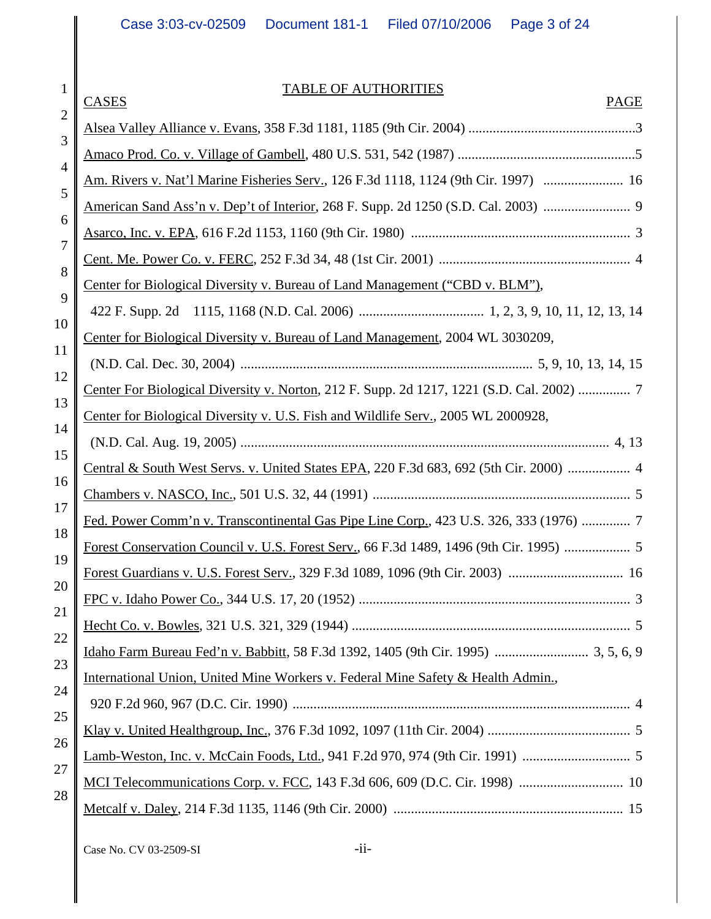# TABLE OF AUTHORITIES

| CASES | PAGE |
| --- | --- |
| Alsea Valley Alliance v. Evans, 358 F.3d 1181, 1185 (9th Cir. 2004) | 3 |
| Amaco Prod. Co. v. Village of Gambell, 480 U.S. 531, 542 (1987) | 5 |
| Am. Rivers v. Nat'l Marine Fisheries Serv., 126 F.3d 1118, 1124 (9th Cir. 1997) | 16 |
| American Sand Ass'n v. Dep't of Interior, 268 F. Supp. 2d 1250 (S.D. Cal. 2003) | 9 |
| Asarco, Inc. v. EPA, 616 F.2d 1153, 1160 (9th Cir. 1980) | 3 |
| Cent. Me. Power Co. v. FERC, 252 F.3d 34, 48 (1st Cir. 2001) | 4 |
| Center for Biological Diversity v. Bureau of Land Management ("CBD v. BLM"), 422 F. Supp. 2d 1115, 1168 (N.D. Cal. 2006) | 1, 2, 3, 9, 10, 11, 12, 13, 14 |
| Center for Biological Diversity v. Bureau of Land Management, 2004 WL 3030209, (N.D. Cal. Dec. 30, 2004) | 5, 9, 10, 13, 14, 15 |
| Center For Biological Diversity v. Norton, 212 F. Supp. 2d 1217, 1221 (S.D. Cal. 2002) | 7 |
| Center for Biological Diversity v. U.S. Fish and Wildlife Serv., 2005 WL 2000928, (N.D. Cal. Aug. 19, 2005) | 4, 13 |
| Central & South West Servs. v. United States EPA, 220 F.3d 683, 692 (5th Cir. 2000) | 4 |
| Chambers v. NASCO, Inc., 501 U.S. 32, 44 (1991) | 5 |
| Fed. Power Comm'n v. Transcontinental Gas Pipe Line Corp., 423 U.S. 326, 333 (1976) | 7 |
| Forest Conservation Council v. U.S. Forest Serv., 66 F.3d 1489, 1496 (9th Cir. 1995) | 5 |
| Forest Guardians v. U.S. Forest Serv., 329 F.3d 1089, 1096 (9th Cir. 2003) | 16 |
| FPC v. Idaho Power Co., 344 U.S. 17, 20 (1952) | 3 |
| Hecht Co. v. Bowles, 321 U.S. 321, 329 (1944) | 5 |
| Idaho Farm Bureau Fed'n v. Babbitt, 58 F.3d 1392, 1405 (9th Cir. 1995) | 3, 5, 6, 9 |
| International Union, United Mine Workers v. Federal Mine Safety & Health Admin., 920 F.2d 960, 967 (D.C. Cir. 1990) | 4 |
| Klay v. United Healthgroup, Inc., 376 F.3d 1092, 1097 (11th Cir. 2004) | 5 |
| Lamb-Weston, Inc. v. McCain Foods, Ltd., 941 F.2d 970, 974 (9th Cir. 1991) | 5 |
| MCI Telecommunications Corp. v. FCC, 143 F.3d 606, 609 (D.C. Cir. 1998) | 10 |
| Metcalf v. Daley, 214 F.3d 1135, 1146 (9th Cir. 2000) | 15 |

Case No. CV 03-2509-SI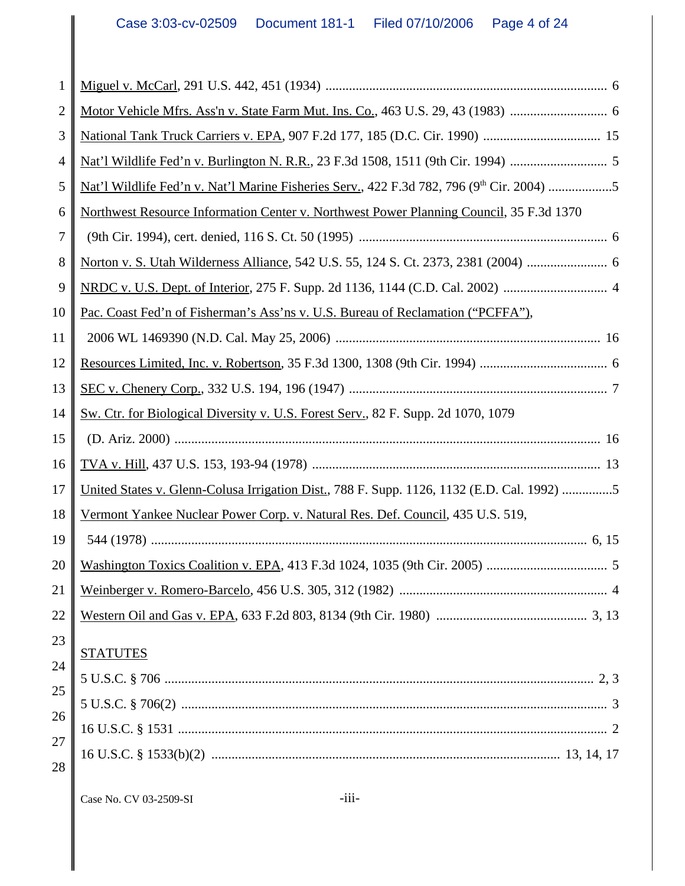Miguel v. McCarl, 291 U.S. 442, 451 (1934) ..................................................................................... 6

Motor Vehicle Mfrs. Ass'n v. State Farm Mut. Ins. Co., 463 U.S. 29, 43 (1983) ............................. 6

National Tank Truck Carriers v. EPA, 907 F.2d 177, 185 (D.C. Cir. 1990) ................................... 15

Nat'l Wildlife Fed'n v. Burlington N. R.R., 23 F.3d 1508, 1511 (9th Cir. 1994) ............................. 5

Nat'l Wildlife Fed'n v. Nat'l Marine Fisheries Serv., 422 F.3d 782, 796 (9th Cir. 2004) ...................5

Northwest Resource Information Center v. Northwest Power Planning Council, 35 F.3d 1370 (9th Cir. 1994), cert. denied, 116 S. Ct. 50 (1995) .......................................................................... 6

Norton v. S. Utah Wilderness Alliance, 542 U.S. 55, 124 S. Ct. 2373, 2381 (2004) ........................ 6

NRDC v. U.S. Dept. of Interior, 275 F. Supp. 2d 1136, 1144 (C.D. Cal. 2002) .............................. 4

Pac. Coast Fed'n of Fisherman's Ass'ns v. U.S. Bureau of Reclamation ("PCFFA"), 2006 WL 1469390 (N.D. Cal. May 25, 2006) ............................................................................... 16

Resources Limited, Inc. v. Robertson, 35 F.3d 1300, 1308 (9th Cir. 1994) ...................................... 6

SEC v. Chenery Corp., 332 U.S. 194, 196 (1947) ............................................................................. 7

Sw. Ctr. for Biological Diversity v. U.S. Forest Serv., 82 F. Supp. 2d 1070, 1079 (D. Ariz. 2000) ............................................................................................................... 16

TVA v. Hill, 437 U.S. 153, 193-94 (1978) ...................................................................................... 13

United States v. Glenn-Colusa Irrigation Dist., 788 F. Supp. 1126, 1132 (E.D. Cal. 1992) ...............5

Vermont Yankee Nuclear Power Corp. v. Natural Res. Def. Council, 435 U.S. 519, 544 (1978) .................................................................................................................. 6, 15

Washington Toxics Coalition v. EPA, 413 F.3d 1024, 1035 (9th Cir. 2005) .................................... 5

Weinberger v. Romero-Barcelo, 456 U.S. 305, 312 (1982) .............................................................. 4

Western Oil and Gas v. EPA, 633 F.2d 803, 8134 (9th Cir. 1980) ............................................ 3, 13

STATUTES

5 U.S.C. § 706 ............................................................................................................................. 2, 3

5 U.S.C. § 706(2) ............................................................................................................................. 3

16 U.S.C. § 1531 ............................................................................................................................. 2

16 U.S.C. § 1533(b)(2) ....................................................................................................... 13, 14, 17

Case No. CV 03-2509-SI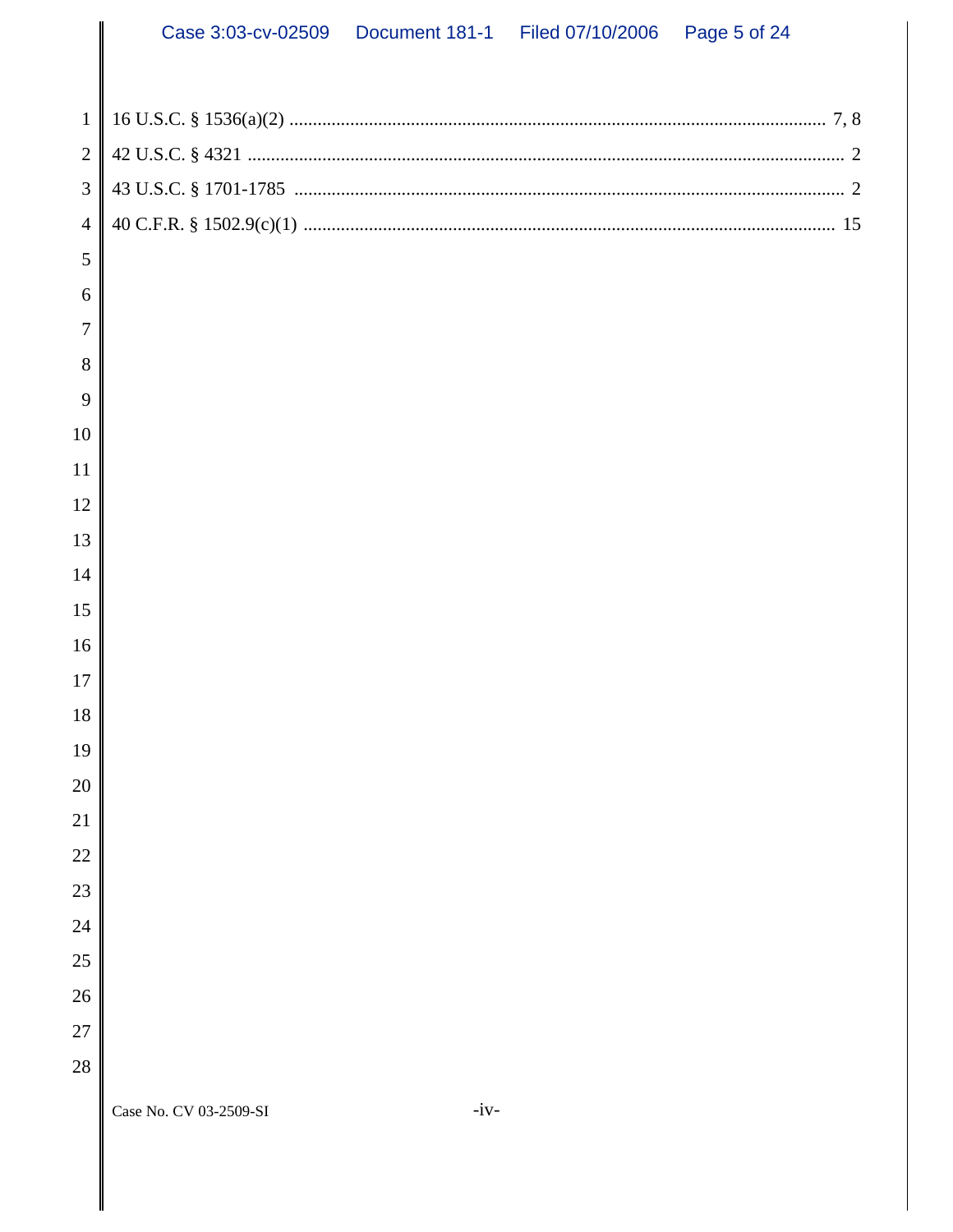16 U.S.C. § 1536(a)(2) ............................................................................................................ 7, 8

42 U.S.C. § 4321 ...................................................................................................................... 2

43 U.S.C. § 1701-1785 ............................................................................................................ 2

40 C.F.R. § 1502.9(c)(1) ........................................................................................................ 15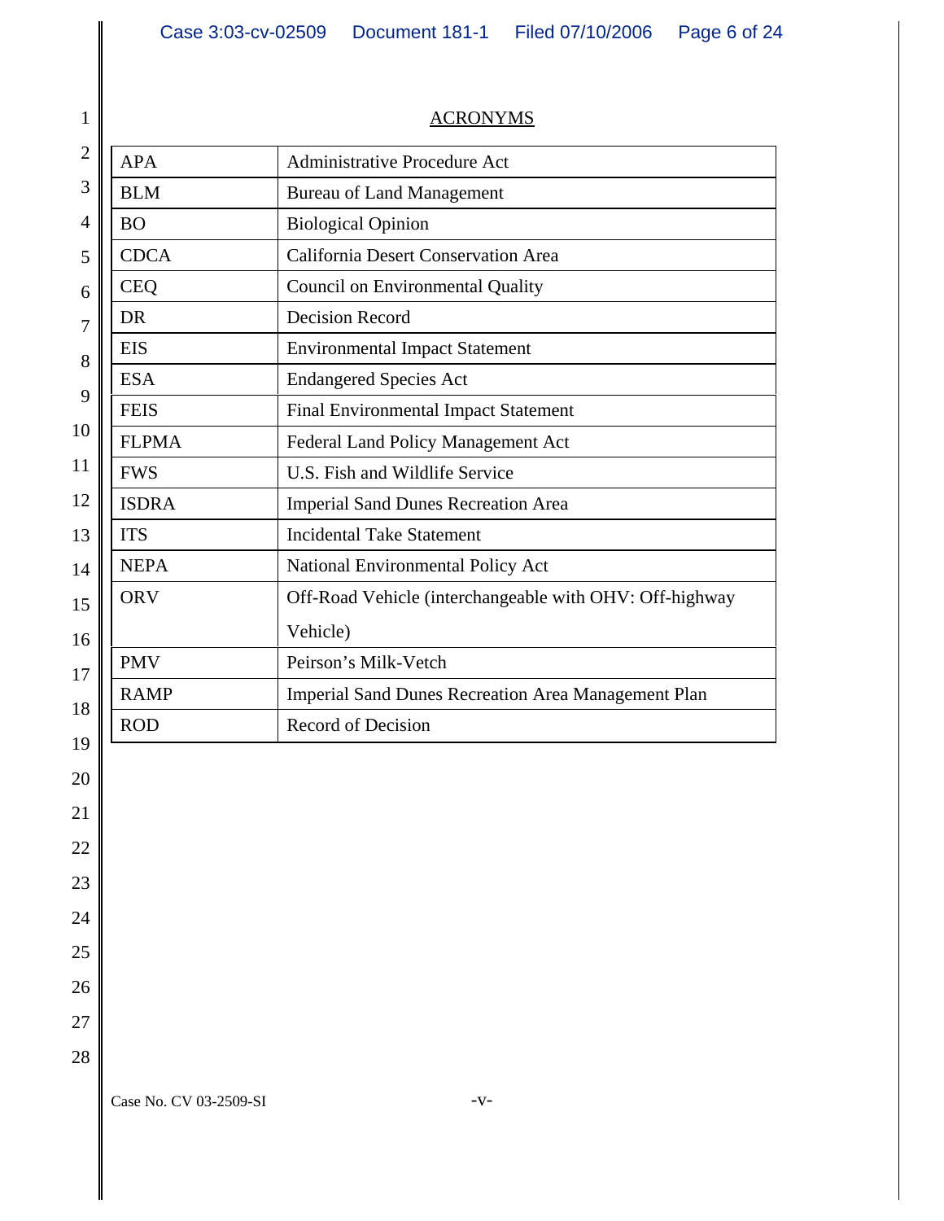## ACRONYMS

| | |
|---|---|
| APA | Administrative Procedure Act |
| BLM | Bureau of Land Management |
| BO | Biological Opinion |
| CDCA | California Desert Conservation Area |
| CEQ | Council on Environmental Quality |
| DR | Decision Record |
| EIS | Environmental Impact Statement |
| ESA | Endangered Species Act |
| FEIS | Final Environmental Impact Statement |
| FLPMA | Federal Land Policy Management Act |
| FWS | U.S. Fish and Wildlife Service |
| ISDRA | Imperial Sand Dunes Recreation Area |
| ITS | Incidental Take Statement |
| NEPA | National Environmental Policy Act |
| ORV | Off-Road Vehicle (interchangeable with OHV: Off-highway Vehicle) |
| PMV | Peirson's Milk-Vetch |
| RAMP | Imperial Sand Dunes Recreation Area Management Plan |
| ROD | Record of Decision |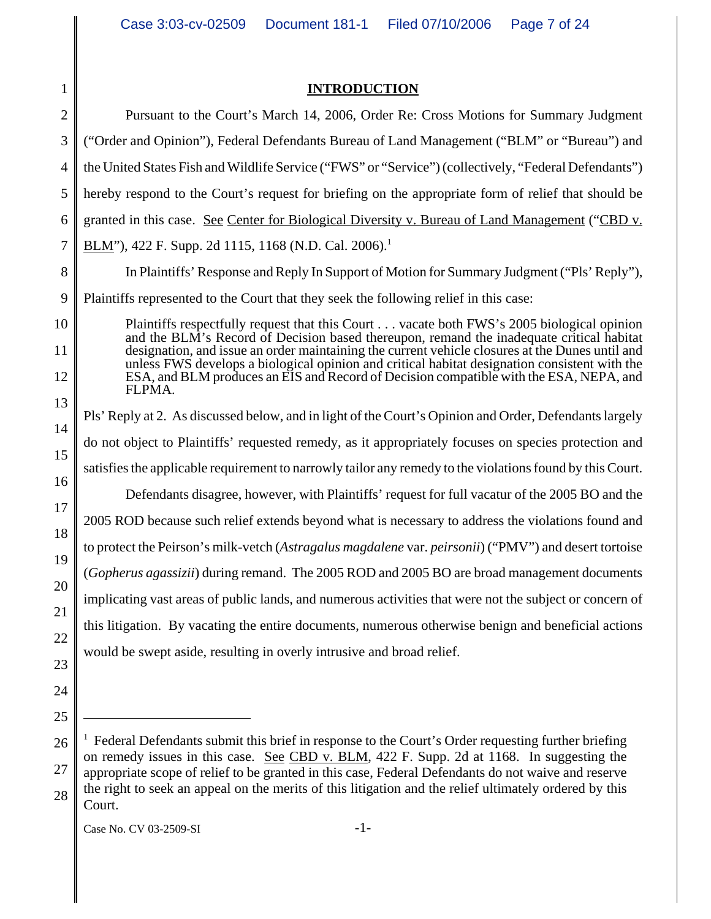## INTRODUCTION

Pursuant to the Court's March 14, 2006, Order Re: Cross Motions for Summary Judgment ("Order and Opinion"), Federal Defendants Bureau of Land Management ("BLM" or "Bureau") and the United States Fish and Wildlife Service ("FWS" or "Service") (collectively, "Federal Defendants") hereby respond to the Court's request for briefing on the appropriate form of relief that should be granted in this case. See Center for Biological Diversity v. Bureau of Land Management ("CBD v. BLM"), 422 F. Supp. 2d 1115, 1168 (N.D. Cal. 2006).[1]

In Plaintiffs' Response and Reply In Support of Motion for Summary Judgment ("Pls' Reply"), Plaintiffs represented to the Court that they seek the following relief in this case:

> Plaintiffs respectfully request that this Court . . . vacate both FWS's 2005 biological opinion and the BLM's Record of Decision based thereupon, remand the inadequate critical habitat designation, and issue an order maintaining the current vehicle closures at the Dunes until and unless FWS develops a biological opinion and critical habitat designation consistent with the ESA, and BLM produces an EIS and Record of Decision compatible with the ESA, NEPA, and FLPMA.

Pls' Reply at 2. As discussed below, and in light of the Court's Opinion and Order, Defendants largely do not object to Plaintiffs' requested remedy, as it appropriately focuses on species protection and satisfies the applicable requirement to narrowly tailor any remedy to the violations found by this Court.

Defendants disagree, however, with Plaintiffs' request for full vacatur of the 2005 BO and the 2005 ROD because such relief extends beyond what is necessary to address the violations found and to protect the Peirson's milk-vetch (*Astragalus magdalene* var. *peirsonii*) ("PMV") and desert tortoise (*Gopherus agassizii*) during remand. The 2005 ROD and 2005 BO are broad management documents implicating vast areas of public lands, and numerous activities that were not the subject or concern of this litigation. By vacating the entire documents, numerous otherwise benign and beneficial actions would be swept aside, resulting in overly intrusive and broad relief.

---

[1] Federal Defendants submit this brief in response to the Court's Order requesting further briefing on remedy issues in this case. See CBD v. BLM, 422 F. Supp. 2d at 1168. In suggesting the appropriate scope of relief to be granted in this case, Federal Defendants do not waive and reserve the right to seek an appeal on the merits of this litigation and the relief ultimately ordered by this Court.

Case No. CV 03-2509-SI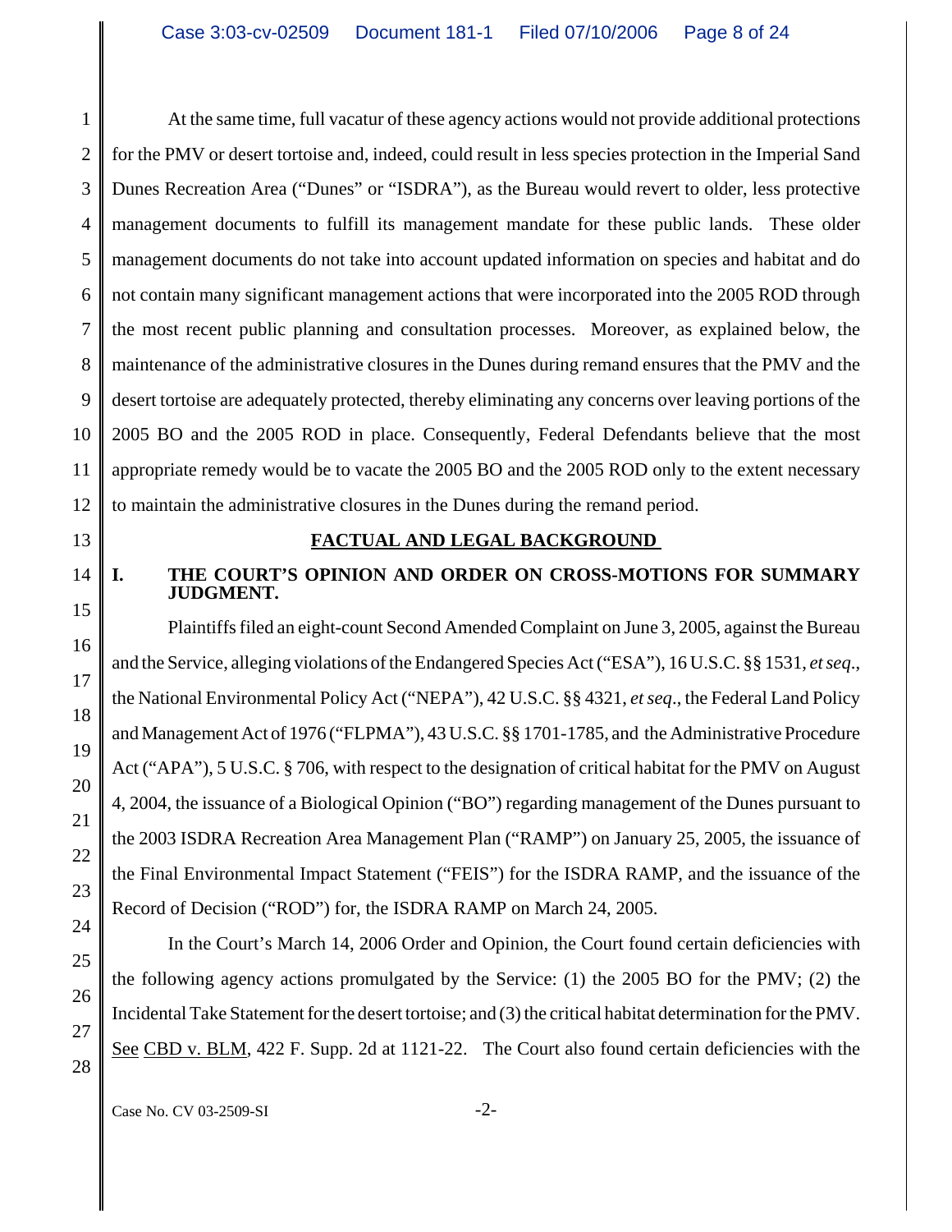At the same time, full vacatur of these agency actions would not provide additional protections for the PMV or desert tortoise and, indeed, could result in less species protection in the Imperial Sand Dunes Recreation Area ("Dunes" or "ISDRA"), as the Bureau would revert to older, less protective management documents to fulfill its management mandate for these public lands. These older management documents do not take into account updated information on species and habitat and do not contain many significant management actions that were incorporated into the 2005 ROD through the most recent public planning and consultation processes. Moreover, as explained below, the maintenance of the administrative closures in the Dunes during remand ensures that the PMV and the desert tortoise are adequately protected, thereby eliminating any concerns over leaving portions of the 2005 BO and the 2005 ROD in place. Consequently, Federal Defendants believe that the most appropriate remedy would be to vacate the 2005 BO and the 2005 ROD only to the extent necessary to maintain the administrative closures in the Dunes during the remand period.

## FACTUAL AND LEGAL BACKGROUND

### I. THE COURT'S OPINION AND ORDER ON CROSS-MOTIONS FOR SUMMARY JUDGMENT.

Plaintiffs filed an eight-count Second Amended Complaint on June 3, 2005, against the Bureau and the Service, alleging violations of the Endangered Species Act ("ESA"), 16 U.S.C. §§ 1531, *et seq*., the National Environmental Policy Act ("NEPA"), 42 U.S.C. §§ 4321, *et seq*., the Federal Land Policy and Management Act of 1976 ("FLPMA"), 43 U.S.C. §§ 1701-1785, and the Administrative Procedure Act ("APA"), 5 U.S.C. § 706, with respect to the designation of critical habitat for the PMV on August 4, 2004, the issuance of a Biological Opinion ("BO") regarding management of the Dunes pursuant to the 2003 ISDRA Recreation Area Management Plan ("RAMP") on January 25, 2005, the issuance of the Final Environmental Impact Statement ("FEIS") for the ISDRA RAMP, and the issuance of the Record of Decision ("ROD") for, the ISDRA RAMP on March 24, 2005.

In the Court's March 14, 2006 Order and Opinion, the Court found certain deficiencies with the following agency actions promulgated by the Service: (1) the 2005 BO for the PMV; (2) the Incidental Take Statement for the desert tortoise; and (3) the critical habitat determination for the PMV. See CBD v. BLM, 422 F. Supp. 2d at 1121-22. The Court also found certain deficiencies with the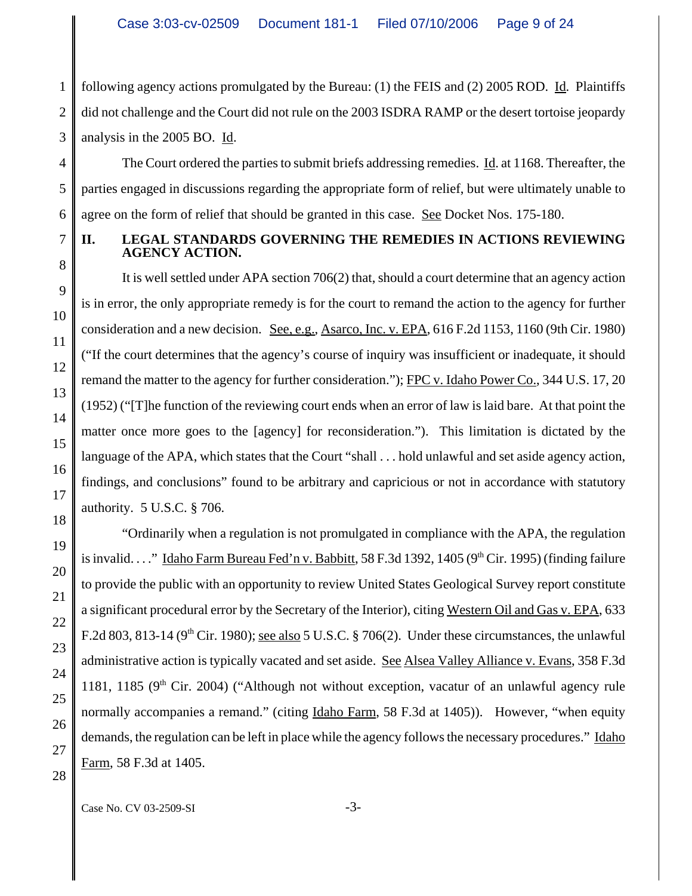following agency actions promulgated by the Bureau: (1) the FEIS and (2) 2005 ROD. Id. Plaintiffs did not challenge and the Court did not rule on the 2003 ISDRA RAMP or the desert tortoise jeopardy analysis in the 2005 BO. Id.

The Court ordered the parties to submit briefs addressing remedies. Id. at 1168. Thereafter, the parties engaged in discussions regarding the appropriate form of relief, but were ultimately unable to agree on the form of relief that should be granted in this case. See Docket Nos. 175-180.

## II. LEGAL STANDARDS GOVERNING THE REMEDIES IN ACTIONS REVIEWING AGENCY ACTION.

It is well settled under APA section 706(2) that, should a court determine that an agency action is in error, the only appropriate remedy is for the court to remand the action to the agency for further consideration and a new decision. See, e.g., Asarco, Inc. v. EPA, 616 F.2d 1153, 1160 (9th Cir. 1980) ("If the court determines that the agency's course of inquiry was insufficient or inadequate, it should remand the matter to the agency for further consideration."); FPC v. Idaho Power Co., 344 U.S. 17, 20 (1952) ("[T]he function of the reviewing court ends when an error of law is laid bare. At that point the matter once more goes to the [agency] for reconsideration."). This limitation is dictated by the language of the APA, which states that the Court "shall . . . hold unlawful and set aside agency action, findings, and conclusions" found to be arbitrary and capricious or not in accordance with statutory authority. 5 U.S.C. § 706.

"Ordinarily when a regulation is not promulgated in compliance with the APA, the regulation is invalid. . . ." Idaho Farm Bureau Fed'n v. Babbitt, 58 F.3d 1392, 1405 (9th Cir. 1995) (finding failure to provide the public with an opportunity to review United States Geological Survey report constitute a significant procedural error by the Secretary of the Interior), citing Western Oil and Gas v. EPA, 633 F.2d 803, 813-14 (9th Cir. 1980); see also 5 U.S.C. § 706(2). Under these circumstances, the unlawful administrative action is typically vacated and set aside. See Alsea Valley Alliance v. Evans, 358 F.3d 1181, 1185 (9th Cir. 2004) ("Although not without exception, vacatur of an unlawful agency rule normally accompanies a remand." (citing Idaho Farm, 58 F.3d at 1405)). However, "when equity demands, the regulation can be left in place while the agency follows the necessary procedures." Idaho Farm, 58 F.3d at 1405.

Case No. CV 03-2509-SI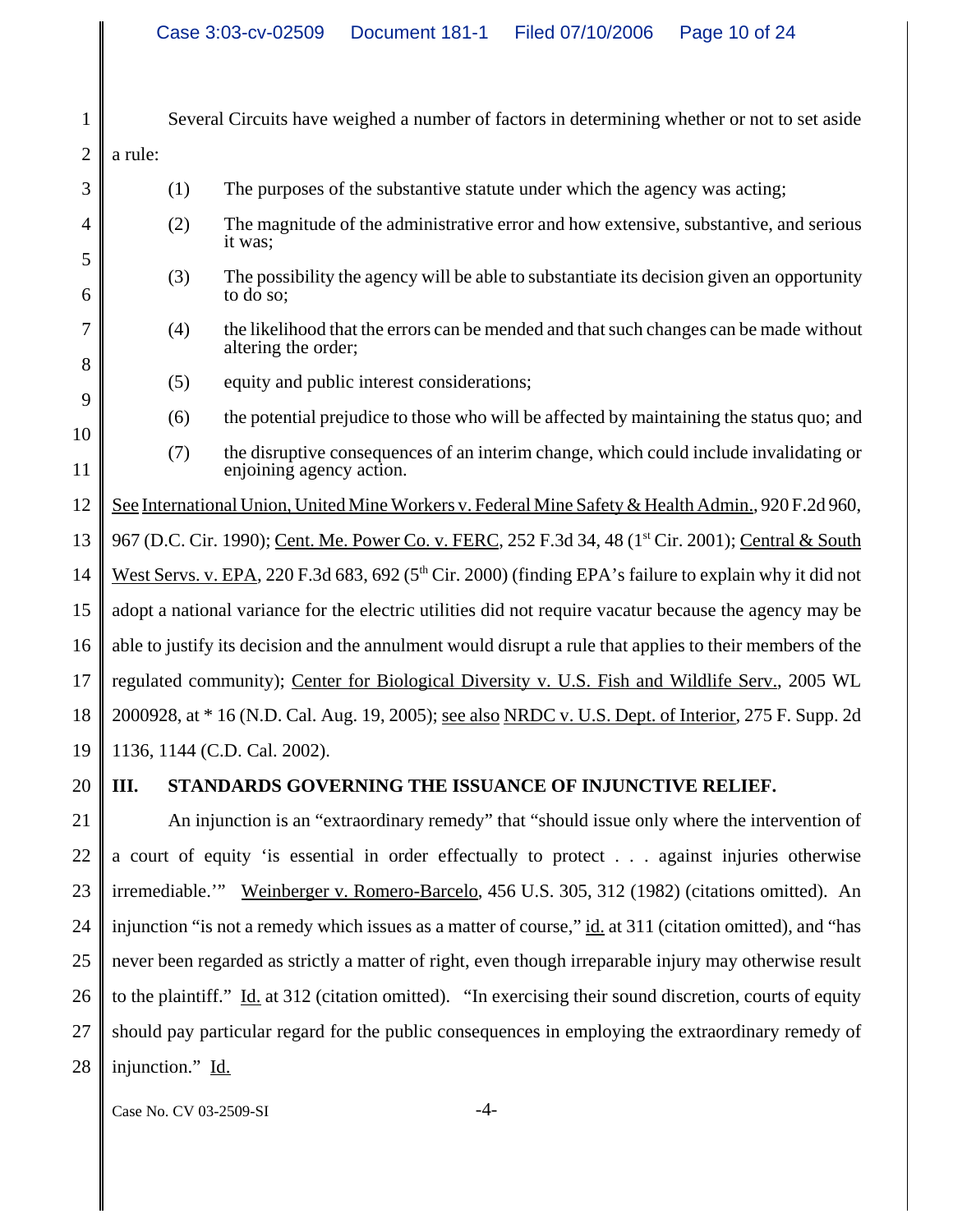Several Circuits have weighed a number of factors in determining whether or not to set aside a rule:

(1) The purposes of the substantive statute under which the agency was acting;

(2) The magnitude of the administrative error and how extensive, substantive, and serious it was;

(3) The possibility the agency will be able to substantiate its decision given an opportunity to do so;

(4) the likelihood that the errors can be mended and that such changes can be made without altering the order;

(5) equity and public interest considerations;

(6) the potential prejudice to those who will be affected by maintaining the status quo; and

(7) the disruptive consequences of an interim change, which could include invalidating or enjoining agency action.

See International Union, United Mine Workers v. Federal Mine Safety & Health Admin., 920 F.2d 960, 967 (D.C. Cir. 1990); Cent. Me. Power Co. v. FERC, 252 F.3d 34, 48 (1st Cir. 2001); Central & South West Servs. v. EPA, 220 F.3d 683, 692 (5th Cir. 2000) (finding EPA's failure to explain why it did not adopt a national variance for the electric utilities did not require vacatur because the agency may be able to justify its decision and the annulment would disrupt a rule that applies to their members of the regulated community); Center for Biological Diversity v. U.S. Fish and Wildlife Serv., 2005 WL 2000928, at * 16 (N.D. Cal. Aug. 19, 2005); see also NRDC v. U.S. Dept. of Interior, 275 F. Supp. 2d 1136, 1144 (C.D. Cal. 2002).

## III. STANDARDS GOVERNING THE ISSUANCE OF INJUNCTIVE RELIEF.

An injunction is an "extraordinary remedy" that "should issue only where the intervention of a court of equity 'is essential in order effectually to protect . . . against injuries otherwise irremediable.'" Weinberger v. Romero-Barcelo, 456 U.S. 305, 312 (1982) (citations omitted). An injunction "is not a remedy which issues as a matter of course," id. at 311 (citation omitted), and "has never been regarded as strictly a matter of right, even though irreparable injury may otherwise result to the plaintiff." Id. at 312 (citation omitted). "In exercising their sound discretion, courts of equity should pay particular regard for the public consequences in employing the extraordinary remedy of injunction." Id.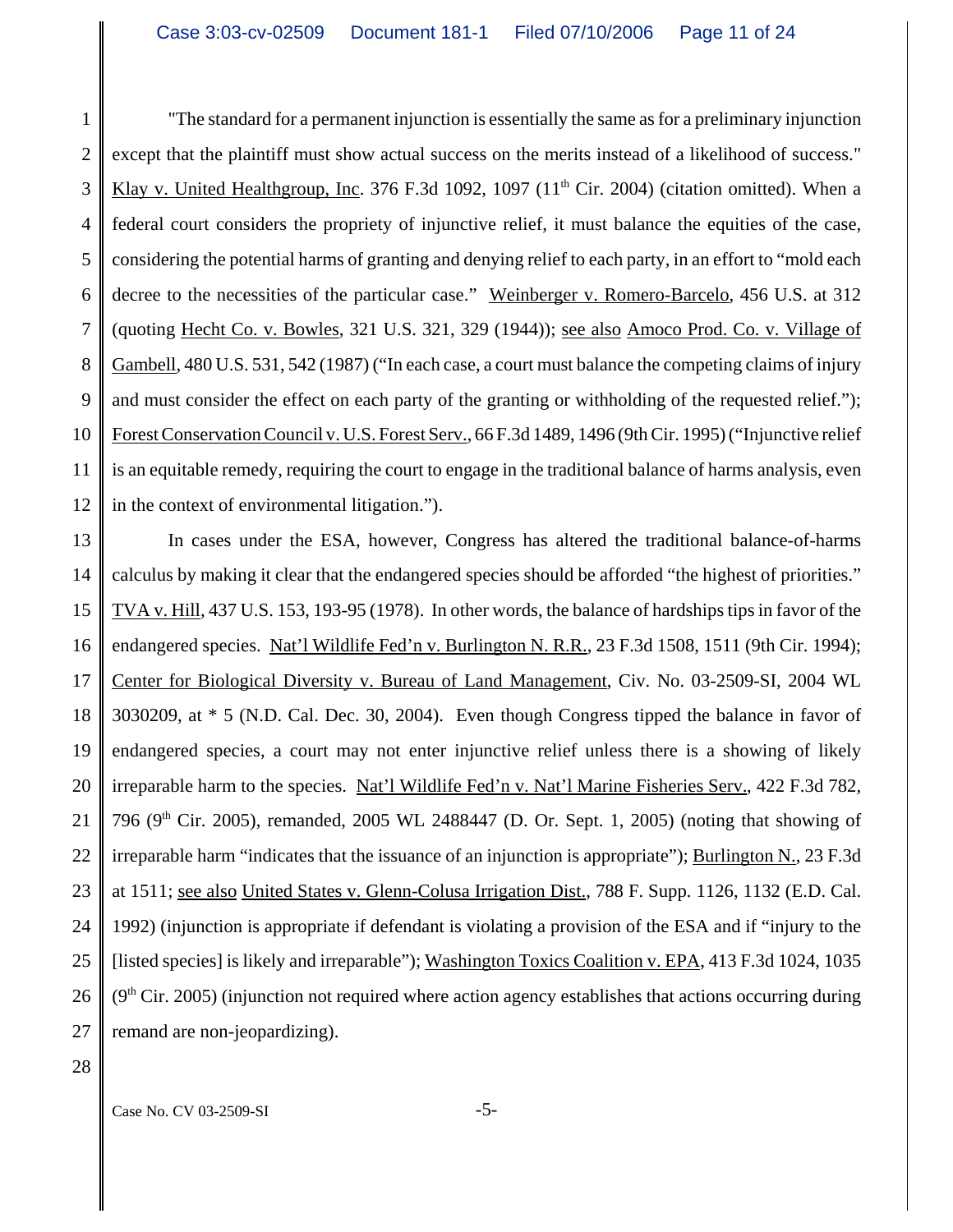"The standard for a permanent injunction is essentially the same as for a preliminary injunction except that the plaintiff must show actual success on the merits instead of a likelihood of success." Klay v. United Healthgroup, Inc. 376 F.3d 1092, 1097 (11th Cir. 2004) (citation omitted). When a federal court considers the propriety of injunctive relief, it must balance the equities of the case, considering the potential harms of granting and denying relief to each party, in an effort to "mold each decree to the necessities of the particular case." Weinberger v. Romero-Barcelo, 456 U.S. at 312 (quoting Hecht Co. v. Bowles, 321 U.S. 321, 329 (1944)); see also Amoco Prod. Co. v. Village of Gambell, 480 U.S. 531, 542 (1987) ("In each case, a court must balance the competing claims of injury and must consider the effect on each party of the granting or withholding of the requested relief."); Forest Conservation Council v. U.S. Forest Serv., 66 F.3d 1489, 1496 (9th Cir. 1995) ("Injunctive relief is an equitable remedy, requiring the court to engage in the traditional balance of harms analysis, even in the context of environmental litigation.").

In cases under the ESA, however, Congress has altered the traditional balance-of-harms calculus by making it clear that the endangered species should be afforded "the highest of priorities." TVA v. Hill, 437 U.S. 153, 193-95 (1978). In other words, the balance of hardships tips in favor of the endangered species. Nat'l Wildlife Fed'n v. Burlington N. R.R., 23 F.3d 1508, 1511 (9th Cir. 1994); Center for Biological Diversity v. Bureau of Land Management, Civ. No. 03-2509-SI, 2004 WL 3030209, at * 5 (N.D. Cal. Dec. 30, 2004). Even though Congress tipped the balance in favor of endangered species, a court may not enter injunctive relief unless there is a showing of likely irreparable harm to the species. Nat'l Wildlife Fed'n v. Nat'l Marine Fisheries Serv., 422 F.3d 782, 796 (9th Cir. 2005), remanded, 2005 WL 2488447 (D. Or. Sept. 1, 2005) (noting that showing of irreparable harm "indicates that the issuance of an injunction is appropriate"); Burlington N., 23 F.3d at 1511; see also United States v. Glenn-Colusa Irrigation Dist., 788 F. Supp. 1126, 1132 (E.D. Cal. 1992) (injunction is appropriate if defendant is violating a provision of the ESA and if "injury to the [listed species] is likely and irreparable"); Washington Toxics Coalition v. EPA, 413 F.3d 1024, 1035 (9th Cir. 2005) (injunction not required where action agency establishes that actions occurring during remand are non-jeopardizing).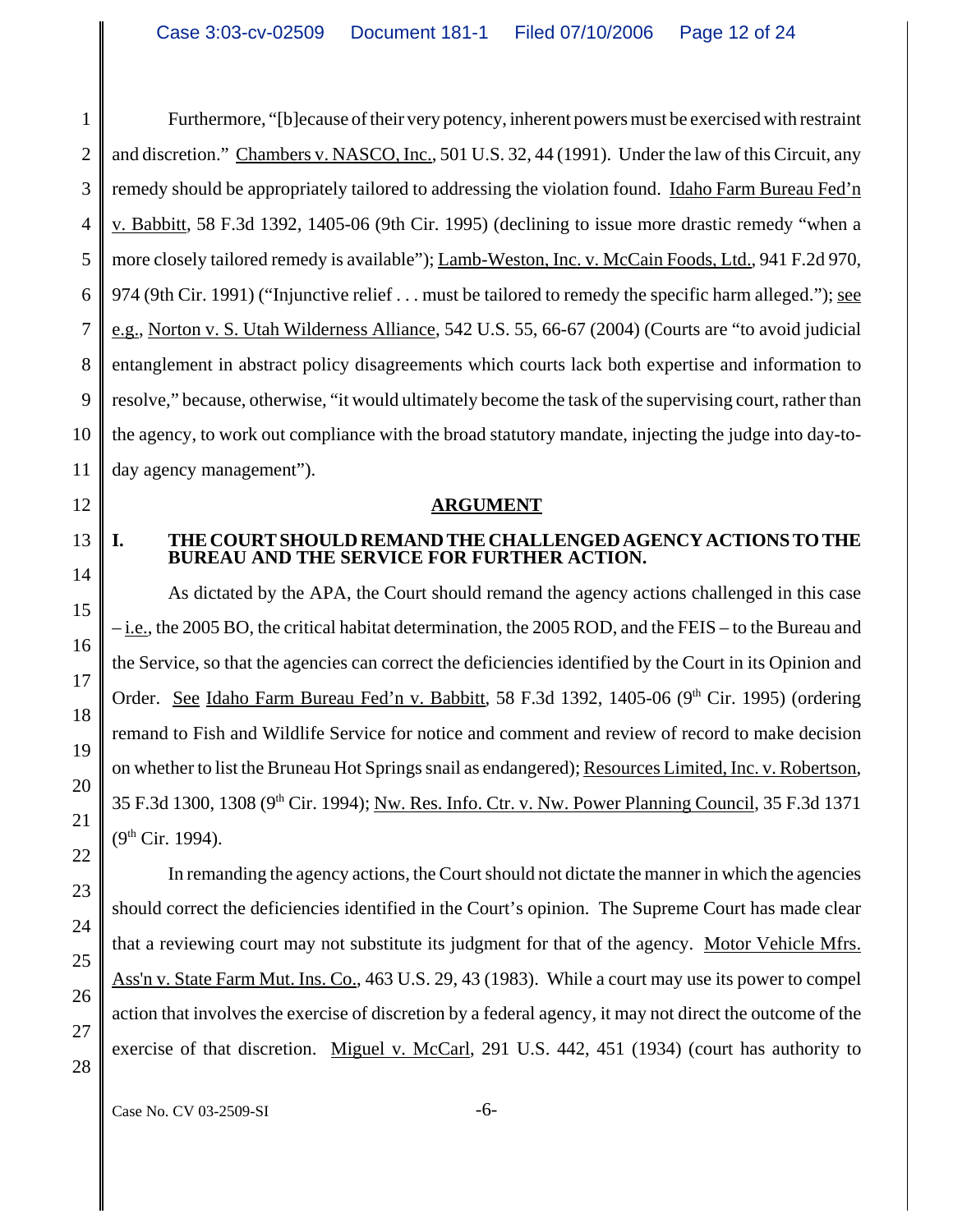Furthermore, "[b]ecause of their very potency, inherent powers must be exercised with restraint and discretion." Chambers v. NASCO, Inc., 501 U.S. 32, 44 (1991). Under the law of this Circuit, any remedy should be appropriately tailored to addressing the violation found. Idaho Farm Bureau Fed'n v. Babbitt, 58 F.3d 1392, 1405-06 (9th Cir. 1995) (declining to issue more drastic remedy "when a more closely tailored remedy is available"); Lamb-Weston, Inc. v. McCain Foods, Ltd., 941 F.2d 970, 974 (9th Cir. 1991) ("Injunctive relief . . . must be tailored to remedy the specific harm alleged."); see e.g., Norton v. S. Utah Wilderness Alliance, 542 U.S. 55, 66-67 (2004) (Courts are "to avoid judicial entanglement in abstract policy disagreements which courts lack both expertise and information to resolve," because, otherwise, "it would ultimately become the task of the supervising court, rather than the agency, to work out compliance with the broad statutory mandate, injecting the judge into day-to-day agency management").

## ARGUMENT

### I. THE COURT SHOULD REMAND THE CHALLENGED AGENCY ACTIONS TO THE BUREAU AND THE SERVICE FOR FURTHER ACTION.

As dictated by the APA, the Court should remand the agency actions challenged in this case – i.e., the 2005 BO, the critical habitat determination, the 2005 ROD, and the FEIS – to the Bureau and the Service, so that the agencies can correct the deficiencies identified by the Court in its Opinion and Order. See Idaho Farm Bureau Fed'n v. Babbitt, 58 F.3d 1392, 1405-06 (9th Cir. 1995) (ordering remand to Fish and Wildlife Service for notice and comment and review of record to make decision on whether to list the Bruneau Hot Springs snail as endangered); Resources Limited, Inc. v. Robertson, 35 F.3d 1300, 1308 (9th Cir. 1994); Nw. Res. Info. Ctr. v. Nw. Power Planning Council, 35 F.3d 1371 (9th Cir. 1994).

In remanding the agency actions, the Court should not dictate the manner in which the agencies should correct the deficiencies identified in the Court's opinion. The Supreme Court has made clear that a reviewing court may not substitute its judgment for that of the agency. Motor Vehicle Mfrs. Ass'n v. State Farm Mut. Ins. Co., 463 U.S. 29, 43 (1983). While a court may use its power to compel action that involves the exercise of discretion by a federal agency, it may not direct the outcome of the exercise of that discretion. Miguel v. McCarl, 291 U.S. 442, 451 (1934) (court has authority to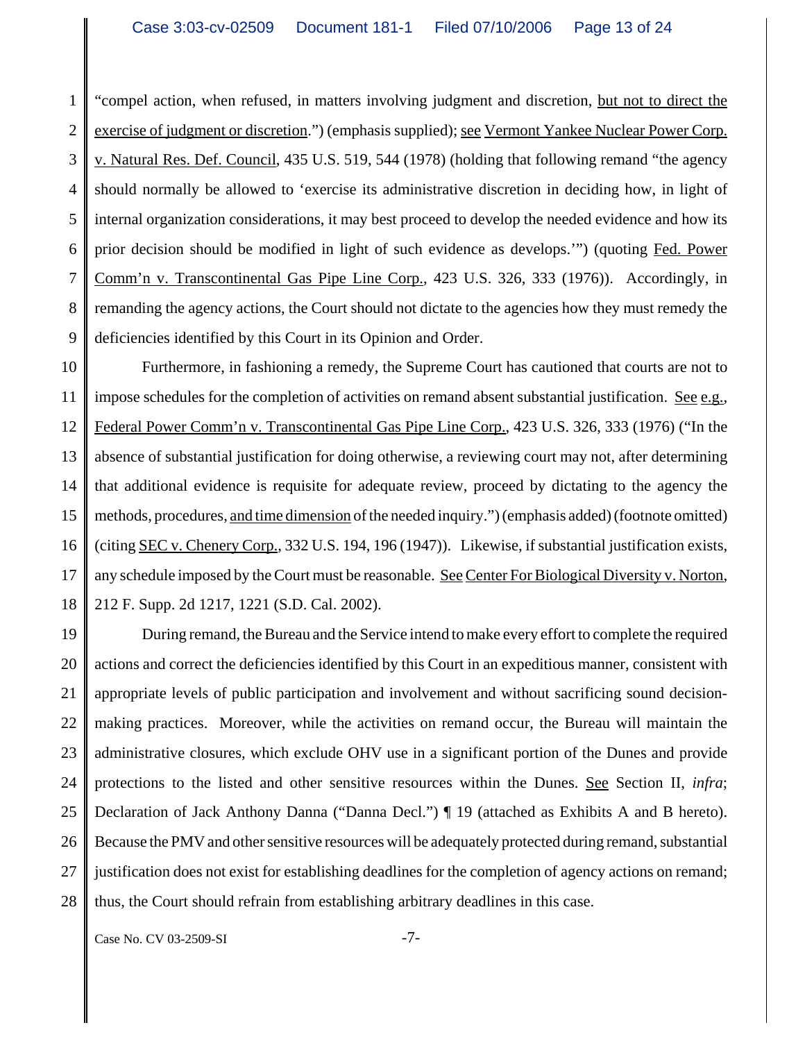"compel action, when refused, in matters involving judgment and discretion, but not to direct the exercise of judgment or discretion.") (emphasis supplied); see Vermont Yankee Nuclear Power Corp. v. Natural Res. Def. Council, 435 U.S. 519, 544 (1978) (holding that following remand "the agency should normally be allowed to 'exercise its administrative discretion in deciding how, in light of internal organization considerations, it may best proceed to develop the needed evidence and how its prior decision should be modified in light of such evidence as develops.'") (quoting Fed. Power Comm'n v. Transcontinental Gas Pipe Line Corp., 423 U.S. 326, 333 (1976)). Accordingly, in remanding the agency actions, the Court should not dictate to the agencies how they must remedy the deficiencies identified by this Court in its Opinion and Order.

Furthermore, in fashioning a remedy, the Supreme Court has cautioned that courts are not to impose schedules for the completion of activities on remand absent substantial justification. See e.g., Federal Power Comm'n v. Transcontinental Gas Pipe Line Corp., 423 U.S. 326, 333 (1976) ("In the absence of substantial justification for doing otherwise, a reviewing court may not, after determining that additional evidence is requisite for adequate review, proceed by dictating to the agency the methods, procedures, and time dimension of the needed inquiry.") (emphasis added) (footnote omitted) (citing SEC v. Chenery Corp., 332 U.S. 194, 196 (1947)). Likewise, if substantial justification exists, any schedule imposed by the Court must be reasonable. See Center For Biological Diversity v. Norton, 212 F. Supp. 2d 1217, 1221 (S.D. Cal. 2002).

During remand, the Bureau and the Service intend to make every effort to complete the required actions and correct the deficiencies identified by this Court in an expeditious manner, consistent with appropriate levels of public participation and involvement and without sacrificing sound decision-making practices. Moreover, while the activities on remand occur, the Bureau will maintain the administrative closures, which exclude OHV use in a significant portion of the Dunes and provide protections to the listed and other sensitive resources within the Dunes. See Section II, *infra*; Declaration of Jack Anthony Danna ("Danna Decl.") ¶ 19 (attached as Exhibits A and B hereto). Because the PMV and other sensitive resources will be adequately protected during remand, substantial justification does not exist for establishing deadlines for the completion of agency actions on remand; thus, the Court should refrain from establishing arbitrary deadlines in this case.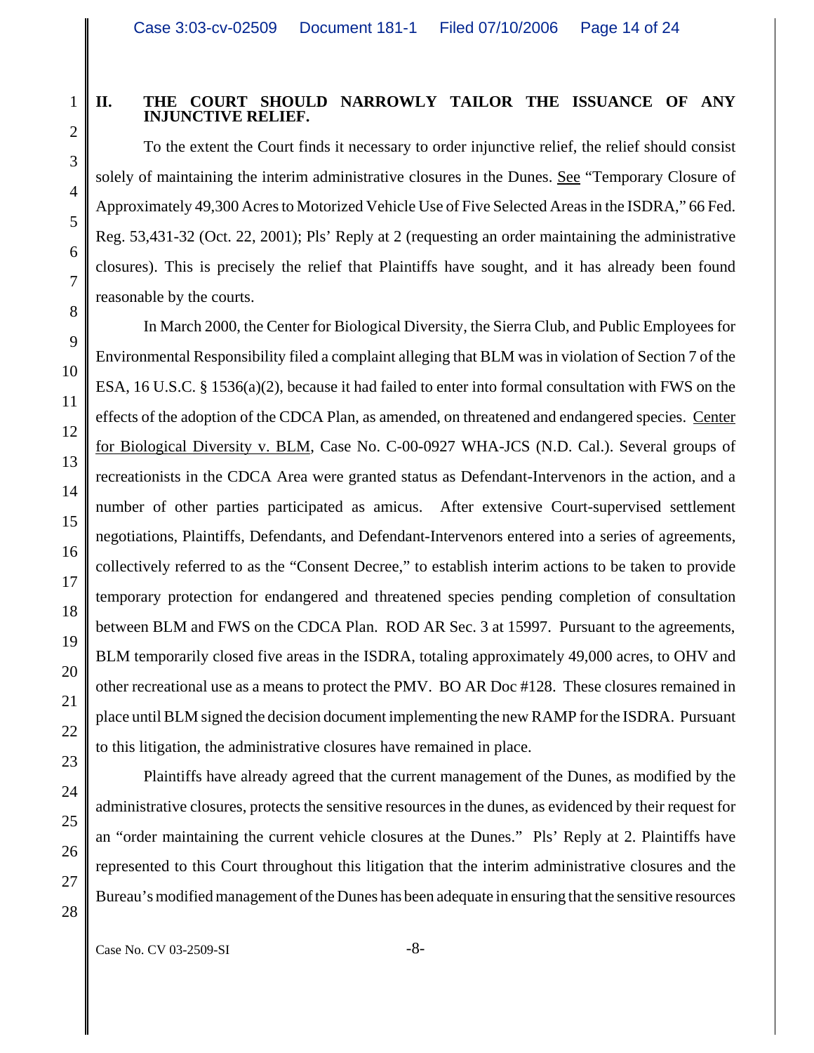## II. THE COURT SHOULD NARROWLY TAILOR THE ISSUANCE OF ANY INJUNCTIVE RELIEF.

To the extent the Court finds it necessary to order injunctive relief, the relief should consist solely of maintaining the interim administrative closures in the Dunes. See "Temporary Closure of Approximately 49,300 Acres to Motorized Vehicle Use of Five Selected Areas in the ISDRA," 66 Fed. Reg. 53,431-32 (Oct. 22, 2001); Pls' Reply at 2 (requesting an order maintaining the administrative closures). This is precisely the relief that Plaintiffs have sought, and it has already been found reasonable by the courts.

In March 2000, the Center for Biological Diversity, the Sierra Club, and Public Employees for Environmental Responsibility filed a complaint alleging that BLM was in violation of Section 7 of the ESA, 16 U.S.C. § 1536(a)(2), because it had failed to enter into formal consultation with FWS on the effects of the adoption of the CDCA Plan, as amended, on threatened and endangered species. Center for Biological Diversity v. BLM, Case No. C-00-0927 WHA-JCS (N.D. Cal.). Several groups of recreationists in the CDCA Area were granted status as Defendant-Intervenors in the action, and a number of other parties participated as amicus. After extensive Court-supervised settlement negotiations, Plaintiffs, Defendants, and Defendant-Intervenors entered into a series of agreements, collectively referred to as the "Consent Decree," to establish interim actions to be taken to provide temporary protection for endangered and threatened species pending completion of consultation between BLM and FWS on the CDCA Plan. ROD AR Sec. 3 at 15997. Pursuant to the agreements, BLM temporarily closed five areas in the ISDRA, totaling approximately 49,000 acres, to OHV and other recreational use as a means to protect the PMV. BO AR Doc #128. These closures remained in place until BLM signed the decision document implementing the new RAMP for the ISDRA. Pursuant to this litigation, the administrative closures have remained in place.

Plaintiffs have already agreed that the current management of the Dunes, as modified by the administrative closures, protects the sensitive resources in the dunes, as evidenced by their request for an "order maintaining the current vehicle closures at the Dunes." Pls' Reply at 2. Plaintiffs have represented to this Court throughout this litigation that the interim administrative closures and the Bureau's modified management of the Dunes has been adequate in ensuring that the sensitive resources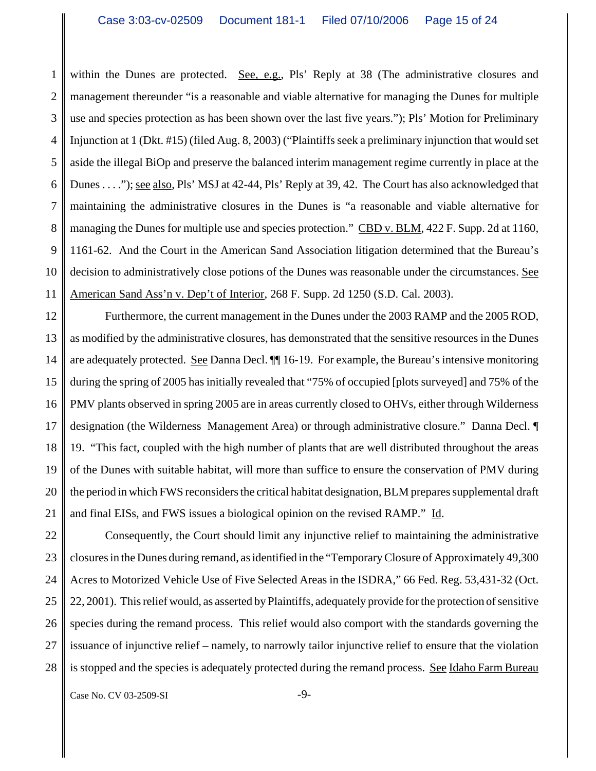within the Dunes are protected. See, e.g., Pls' Reply at 38 (The administrative closures and management thereunder "is a reasonable and viable alternative for managing the Dunes for multiple use and species protection as has been shown over the last five years."); Pls' Motion for Preliminary Injunction at 1 (Dkt. #15) (filed Aug. 8, 2003) ("Plaintiffs seek a preliminary injunction that would set aside the illegal BiOp and preserve the balanced interim management regime currently in place at the Dunes . . . ."); see also, Pls' MSJ at 42-44, Pls' Reply at 39, 42. The Court has also acknowledged that maintaining the administrative closures in the Dunes is "a reasonable and viable alternative for managing the Dunes for multiple use and species protection." CBD v. BLM, 422 F. Supp. 2d at 1160, 1161-62. And the Court in the American Sand Association litigation determined that the Bureau's decision to administratively close potions of the Dunes was reasonable under the circumstances. See American Sand Ass'n v. Dep't of Interior, 268 F. Supp. 2d 1250 (S.D. Cal. 2003).

Furthermore, the current management in the Dunes under the 2003 RAMP and the 2005 ROD, as modified by the administrative closures, has demonstrated that the sensitive resources in the Dunes are adequately protected. See Danna Decl. ¶¶ 16-19. For example, the Bureau's intensive monitoring during the spring of 2005 has initially revealed that "75% of occupied [plots surveyed] and 75% of the PMV plants observed in spring 2005 are in areas currently closed to OHVs, either through Wilderness designation (the Wilderness Management Area) or through administrative closure." Danna Decl. ¶ 19. "This fact, coupled with the high number of plants that are well distributed throughout the areas of the Dunes with suitable habitat, will more than suffice to ensure the conservation of PMV during the period in which FWS reconsiders the critical habitat designation, BLM prepares supplemental draft and final EISs, and FWS issues a biological opinion on the revised RAMP." Id.

Consequently, the Court should limit any injunctive relief to maintaining the administrative closures in the Dunes during remand, as identified in the "Temporary Closure of Approximately 49,300 Acres to Motorized Vehicle Use of Five Selected Areas in the ISDRA," 66 Fed. Reg. 53,431-32 (Oct. 22, 2001). This relief would, as asserted by Plaintiffs, adequately provide for the protection of sensitive species during the remand process. This relief would also comport with the standards governing the issuance of injunctive relief – namely, to narrowly tailor injunctive relief to ensure that the violation is stopped and the species is adequately protected during the remand process. See Idaho Farm Bureau

Case No. CV 03-2509-SI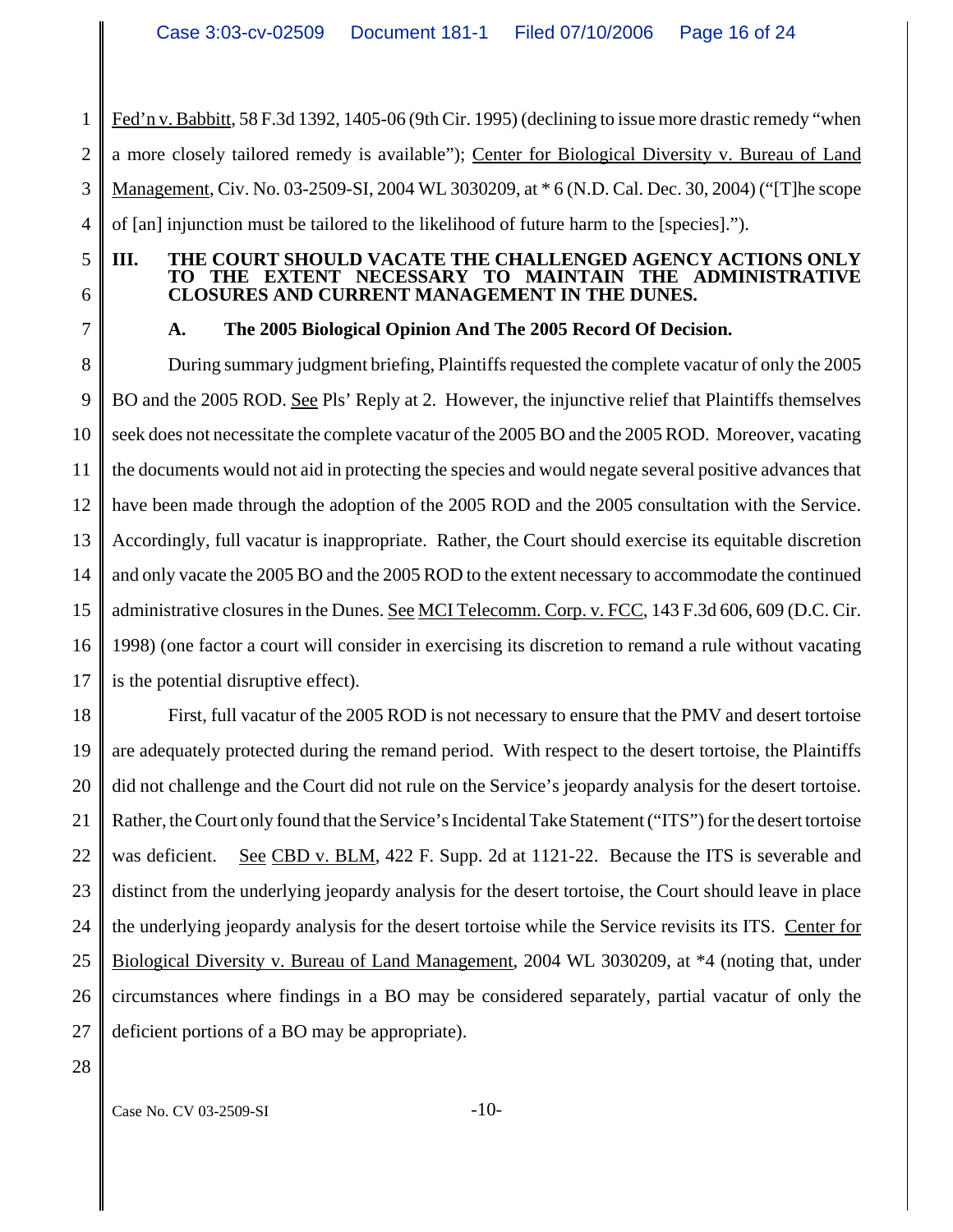Fed'n v. Babbitt, 58 F.3d 1392, 1405-06 (9th Cir. 1995) (declining to issue more drastic remedy "when a more closely tailored remedy is available"); Center for Biological Diversity v. Bureau of Land Management, Civ. No. 03-2509-SI, 2004 WL 3030209, at * 6 (N.D. Cal. Dec. 30, 2004) ("[T]he scope of [an] injunction must be tailored to the likelihood of future harm to the [species].").

## III. THE COURT SHOULD VACATE THE CHALLENGED AGENCY ACTIONS ONLY TO THE EXTENT NECESSARY TO MAINTAIN THE ADMINISTRATIVE CLOSURES AND CURRENT MANAGEMENT IN THE DUNES.

### A. The 2005 Biological Opinion And The 2005 Record Of Decision.

During summary judgment briefing, Plaintiffs requested the complete vacatur of only the 2005 BO and the 2005 ROD. See Pls' Reply at 2. However, the injunctive relief that Plaintiffs themselves seek does not necessitate the complete vacatur of the 2005 BO and the 2005 ROD. Moreover, vacating the documents would not aid in protecting the species and would negate several positive advances that have been made through the adoption of the 2005 ROD and the 2005 consultation with the Service. Accordingly, full vacatur is inappropriate. Rather, the Court should exercise its equitable discretion and only vacate the 2005 BO and the 2005 ROD to the extent necessary to accommodate the continued administrative closures in the Dunes. See MCI Telecomm. Corp. v. FCC, 143 F.3d 606, 609 (D.C. Cir. 1998) (one factor a court will consider in exercising its discretion to remand a rule without vacating is the potential disruptive effect).

First, full vacatur of the 2005 ROD is not necessary to ensure that the PMV and desert tortoise are adequately protected during the remand period. With respect to the desert tortoise, the Plaintiffs did not challenge and the Court did not rule on the Service's jeopardy analysis for the desert tortoise. Rather, the Court only found that the Service's Incidental Take Statement ("ITS") for the desert tortoise was deficient. See CBD v. BLM, 422 F. Supp. 2d at 1121-22. Because the ITS is severable and distinct from the underlying jeopardy analysis for the desert tortoise, the Court should leave in place the underlying jeopardy analysis for the desert tortoise while the Service revisits its ITS. Center for Biological Diversity v. Bureau of Land Management, 2004 WL 3030209, at *4 (noting that, under circumstances where findings in a BO may be considered separately, partial vacatur of only the deficient portions of a BO may be appropriate).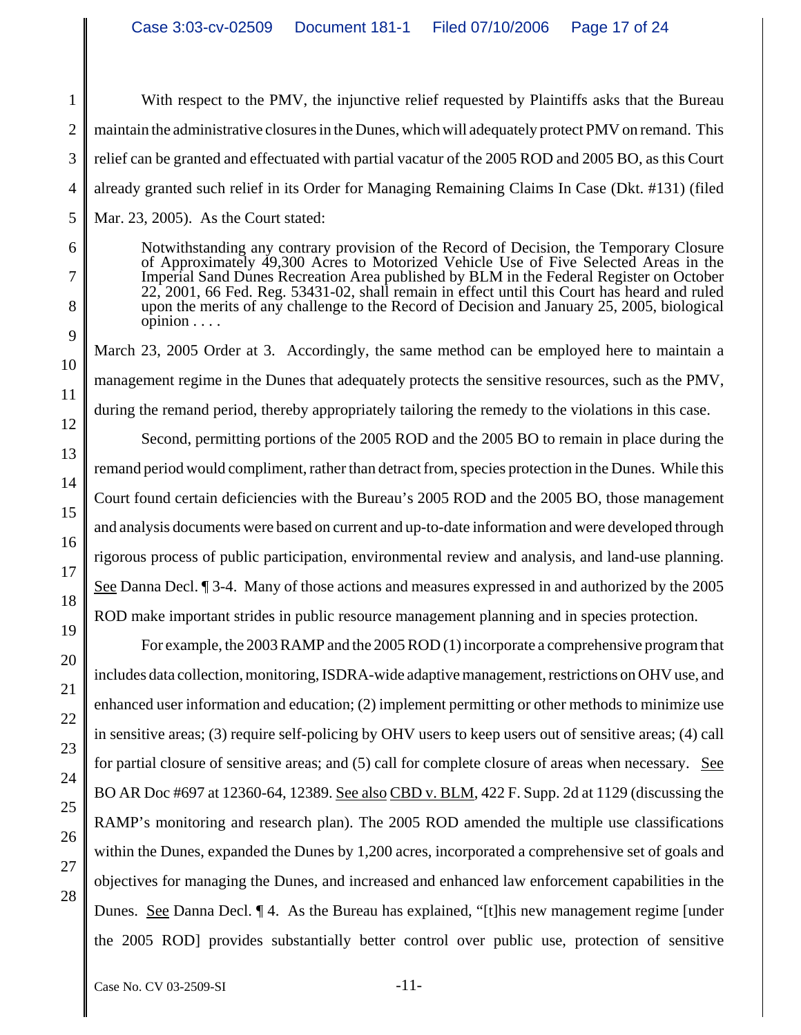With respect to the PMV, the injunctive relief requested by Plaintiffs asks that the Bureau maintain the administrative closures in the Dunes, which will adequately protect PMV on remand. This relief can be granted and effectuated with partial vacatur of the 2005 ROD and 2005 BO, as this Court already granted such relief in its Order for Managing Remaining Claims In Case (Dkt. #131) (filed Mar. 23, 2005). As the Court stated:

> Notwithstanding any contrary provision of the Record of Decision, the Temporary Closure of Approximately 49,300 Acres to Motorized Vehicle Use of Five Selected Areas in the Imperial Sand Dunes Recreation Area published by BLM in the Federal Register on October 22, 2001, 66 Fed. Reg. 53431-02, shall remain in effect until this Court has heard and ruled upon the merits of any challenge to the Record of Decision and January 25, 2005, biological opinion . . . .

March 23, 2005 Order at 3. Accordingly, the same method can be employed here to maintain a management regime in the Dunes that adequately protects the sensitive resources, such as the PMV, during the remand period, thereby appropriately tailoring the remedy to the violations in this case.

Second, permitting portions of the 2005 ROD and the 2005 BO to remain in place during the remand period would compliment, rather than detract from, species protection in the Dunes. While this Court found certain deficiencies with the Bureau's 2005 ROD and the 2005 BO, those management and analysis documents were based on current and up-to-date information and were developed through rigorous process of public participation, environmental review and analysis, and land-use planning. See Danna Decl. ¶ 3-4. Many of those actions and measures expressed in and authorized by the 2005 ROD make important strides in public resource management planning and in species protection.

For example, the 2003 RAMP and the 2005 ROD (1) incorporate a comprehensive program that includes data collection, monitoring, ISDRA-wide adaptive management, restrictions on OHV use, and enhanced user information and education; (2) implement permitting or other methods to minimize use in sensitive areas; (3) require self-policing by OHV users to keep users out of sensitive areas; (4) call for partial closure of sensitive areas; and (5) call for complete closure of areas when necessary. See BO AR Doc #697 at 12360-64, 12389. See also CBD v. BLM, 422 F. Supp. 2d at 1129 (discussing the RAMP's monitoring and research plan). The 2005 ROD amended the multiple use classifications within the Dunes, expanded the Dunes by 1,200 acres, incorporated a comprehensive set of goals and objectives for managing the Dunes, and increased and enhanced law enforcement capabilities in the Dunes. See Danna Decl. ¶ 4. As the Bureau has explained, "[t]his new management regime [under the 2005 ROD] provides substantially better control over public use, protection of sensitive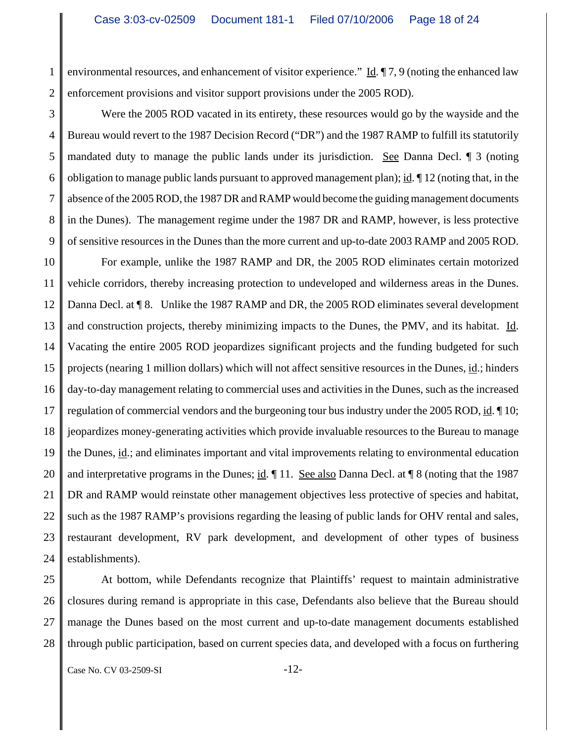environmental resources, and enhancement of visitor experience." Id. ¶ 7, 9 (noting the enhanced law enforcement provisions and visitor support provisions under the 2005 ROD).

Were the 2005 ROD vacated in its entirety, these resources would go by the wayside and the Bureau would revert to the 1987 Decision Record ("DR") and the 1987 RAMP to fulfill its statutorily mandated duty to manage the public lands under its jurisdiction. See Danna Decl. ¶ 3 (noting obligation to manage public lands pursuant to approved management plan); id. ¶ 12 (noting that, in the absence of the 2005 ROD, the 1987 DR and RAMP would become the guiding management documents in the Dunes). The management regime under the 1987 DR and RAMP, however, is less protective of sensitive resources in the Dunes than the more current and up-to-date 2003 RAMP and 2005 ROD.

For example, unlike the 1987 RAMP and DR, the 2005 ROD eliminates certain motorized vehicle corridors, thereby increasing protection to undeveloped and wilderness areas in the Dunes. Danna Decl. at ¶ 8. Unlike the 1987 RAMP and DR, the 2005 ROD eliminates several development and construction projects, thereby minimizing impacts to the Dunes, the PMV, and its habitat. Id. Vacating the entire 2005 ROD jeopardizes significant projects and the funding budgeted for such projects (nearing 1 million dollars) which will not affect sensitive resources in the Dunes, id.; hinders day-to-day management relating to commercial uses and activities in the Dunes, such as the increased regulation of commercial vendors and the burgeoning tour bus industry under the 2005 ROD, id. ¶ 10; jeopardizes money-generating activities which provide invaluable resources to the Bureau to manage the Dunes, id.; and eliminates important and vital improvements relating to environmental education and interpretative programs in the Dunes; id. ¶ 11. See also Danna Decl. at ¶ 8 (noting that the 1987 DR and RAMP would reinstate other management objectives less protective of species and habitat, such as the 1987 RAMP's provisions regarding the leasing of public lands for OHV rental and sales, restaurant development, RV park development, and development of other types of business establishments).

At bottom, while Defendants recognize that Plaintiffs' request to maintain administrative closures during remand is appropriate in this case, Defendants also believe that the Bureau should manage the Dunes based on the most current and up-to-date management documents established through public participation, based on current species data, and developed with a focus on furthering

Case No. CV 03-2509-SI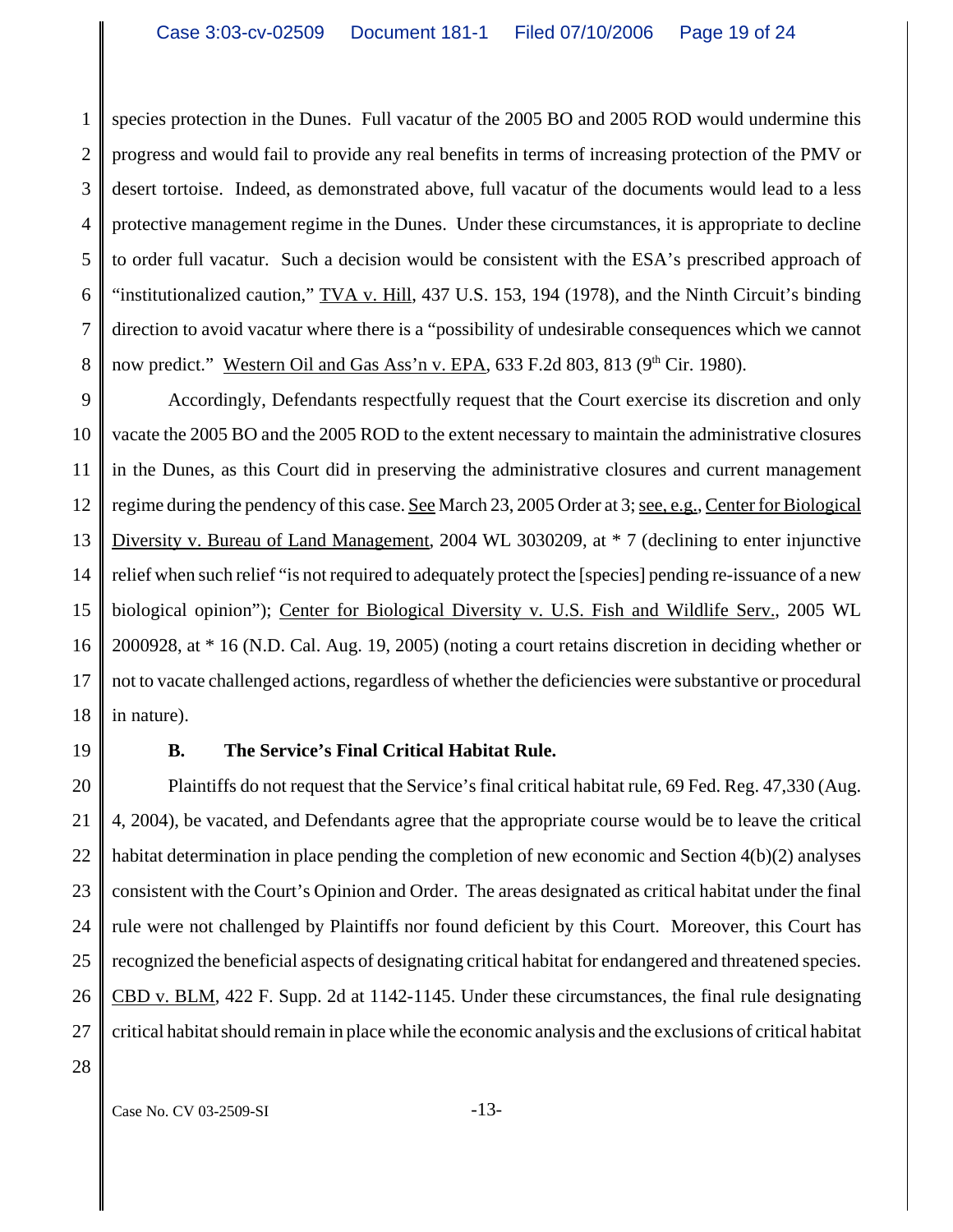species protection in the Dunes. Full vacatur of the 2005 BO and 2005 ROD would undermine this progress and would fail to provide any real benefits in terms of increasing protection of the PMV or desert tortoise. Indeed, as demonstrated above, full vacatur of the documents would lead to a less protective management regime in the Dunes. Under these circumstances, it is appropriate to decline to order full vacatur. Such a decision would be consistent with the ESA's prescribed approach of "institutionalized caution," TVA v. Hill, 437 U.S. 153, 194 (1978), and the Ninth Circuit's binding direction to avoid vacatur where there is a "possibility of undesirable consequences which we cannot now predict." Western Oil and Gas Ass'n v. EPA, 633 F.2d 803, 813 (9th Cir. 1980).

Accordingly, Defendants respectfully request that the Court exercise its discretion and only vacate the 2005 BO and the 2005 ROD to the extent necessary to maintain the administrative closures in the Dunes, as this Court did in preserving the administrative closures and current management regime during the pendency of this case. See March 23, 2005 Order at 3; see, e.g., Center for Biological Diversity v. Bureau of Land Management, 2004 WL 3030209, at * 7 (declining to enter injunctive relief when such relief "is not required to adequately protect the [species] pending re-issuance of a new biological opinion"); Center for Biological Diversity v. U.S. Fish and Wildlife Serv., 2005 WL 2000928, at * 16 (N.D. Cal. Aug. 19, 2005) (noting a court retains discretion in deciding whether or not to vacate challenged actions, regardless of whether the deficiencies were substantive or procedural in nature).

### B. The Service's Final Critical Habitat Rule.

Plaintiffs do not request that the Service's final critical habitat rule, 69 Fed. Reg. 47,330 (Aug. 4, 2004), be vacated, and Defendants agree that the appropriate course would be to leave the critical habitat determination in place pending the completion of new economic and Section 4(b)(2) analyses consistent with the Court's Opinion and Order. The areas designated as critical habitat under the final rule were not challenged by Plaintiffs nor found deficient by this Court. Moreover, this Court has recognized the beneficial aspects of designating critical habitat for endangered and threatened species. CBD v. BLM, 422 F. Supp. 2d at 1142-1145. Under these circumstances, the final rule designating critical habitat should remain in place while the economic analysis and the exclusions of critical habitat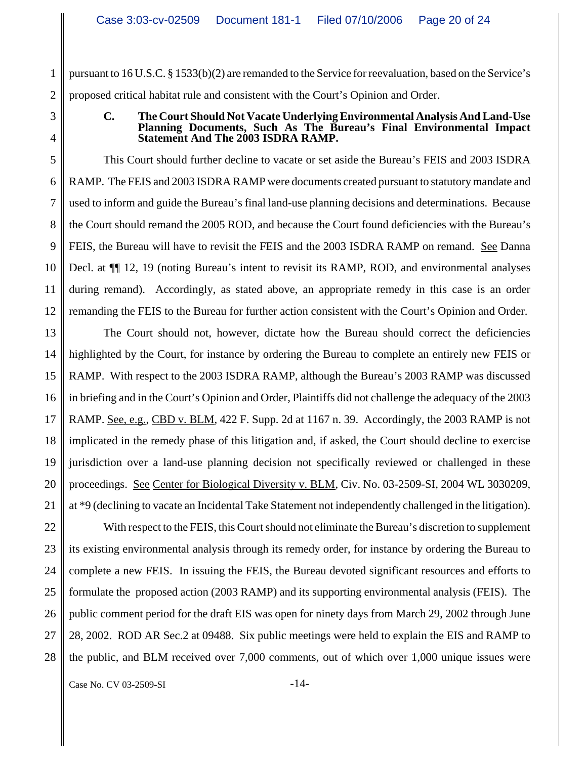pursuant to 16 U.S.C. § 1533(b)(2) are remanded to the Service for reevaluation, based on the Service's proposed critical habitat rule and consistent with the Court's Opinion and Order.

### C. The Court Should Not Vacate Underlying Environmental Analysis And Land-Use Planning Documents, Such As The Bureau's Final Environmental Impact Statement And The 2003 ISDRA RAMP.

This Court should further decline to vacate or set aside the Bureau's FEIS and 2003 ISDRA RAMP. The FEIS and 2003 ISDRA RAMP were documents created pursuant to statutory mandate and used to inform and guide the Bureau's final land-use planning decisions and determinations. Because the Court should remand the 2005 ROD, and because the Court found deficiencies with the Bureau's FEIS, the Bureau will have to revisit the FEIS and the 2003 ISDRA RAMP on remand. See Danna Decl. at ¶¶ 12, 19 (noting Bureau's intent to revisit its RAMP, ROD, and environmental analyses during remand). Accordingly, as stated above, an appropriate remedy in this case is an order remanding the FEIS to the Bureau for further action consistent with the Court's Opinion and Order.

The Court should not, however, dictate how the Bureau should correct the deficiencies highlighted by the Court, for instance by ordering the Bureau to complete an entirely new FEIS or RAMP. With respect to the 2003 ISDRA RAMP, although the Bureau's 2003 RAMP was discussed in briefing and in the Court's Opinion and Order, Plaintiffs did not challenge the adequacy of the 2003 RAMP. See, e.g., CBD v. BLM, 422 F. Supp. 2d at 1167 n. 39. Accordingly, the 2003 RAMP is not implicated in the remedy phase of this litigation and, if asked, the Court should decline to exercise jurisdiction over a land-use planning decision not specifically reviewed or challenged in these proceedings. See Center for Biological Diversity v. BLM, Civ. No. 03-2509-SI, 2004 WL 3030209, at *9 (declining to vacate an Incidental Take Statement not independently challenged in the litigation).

With respect to the FEIS, this Court should not eliminate the Bureau's discretion to supplement its existing environmental analysis through its remedy order, for instance by ordering the Bureau to complete a new FEIS. In issuing the FEIS, the Bureau devoted significant resources and efforts to formulate the proposed action (2003 RAMP) and its supporting environmental analysis (FEIS). The public comment period for the draft EIS was open for ninety days from March 29, 2002 through June 28, 2002. ROD AR Sec.2 at 09488. Six public meetings were held to explain the EIS and RAMP to the public, and BLM received over 7,000 comments, out of which over 1,000 unique issues were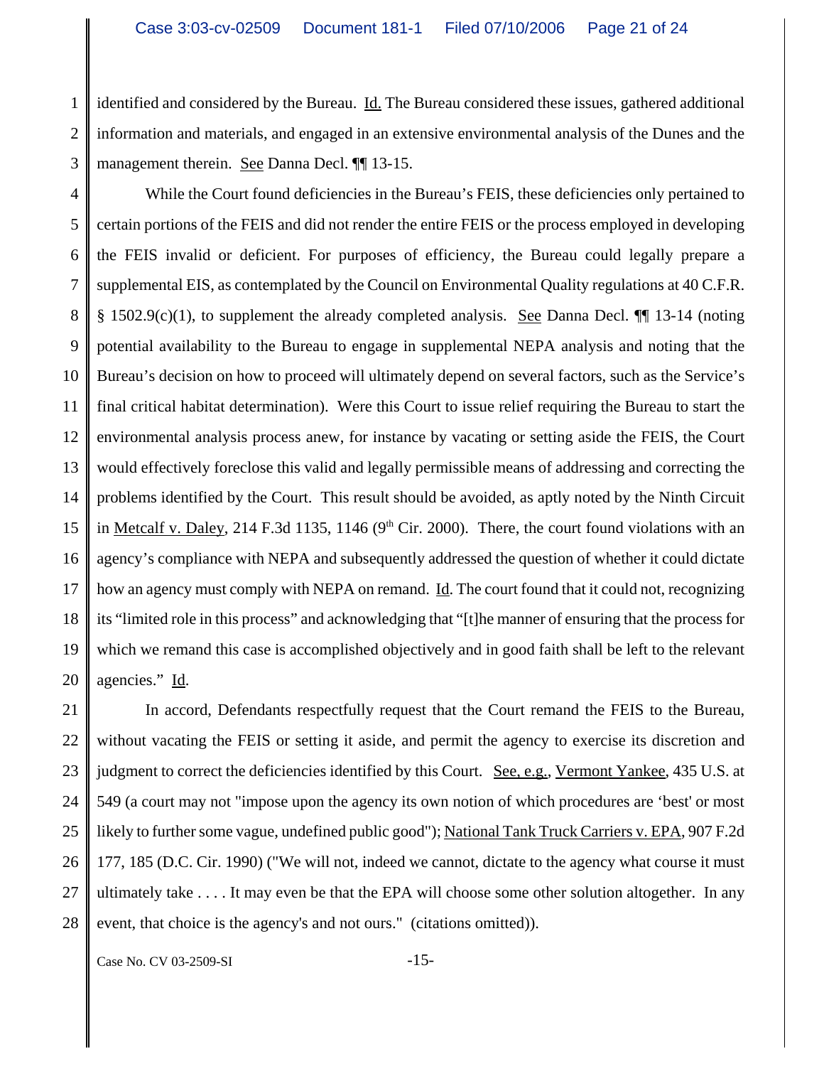identified and considered by the Bureau. Id. The Bureau considered these issues, gathered additional information and materials, and engaged in an extensive environmental analysis of the Dunes and the management therein. See Danna Decl. ¶¶ 13-15.

While the Court found deficiencies in the Bureau's FEIS, these deficiencies only pertained to certain portions of the FEIS and did not render the entire FEIS or the process employed in developing the FEIS invalid or deficient. For purposes of efficiency, the Bureau could legally prepare a supplemental EIS, as contemplated by the Council on Environmental Quality regulations at 40 C.F.R. § 1502.9(c)(1), to supplement the already completed analysis. See Danna Decl. ¶¶ 13-14 (noting potential availability to the Bureau to engage in supplemental NEPA analysis and noting that the Bureau's decision on how to proceed will ultimately depend on several factors, such as the Service's final critical habitat determination). Were this Court to issue relief requiring the Bureau to start the environmental analysis process anew, for instance by vacating or setting aside the FEIS, the Court would effectively foreclose this valid and legally permissible means of addressing and correcting the problems identified by the Court. This result should be avoided, as aptly noted by the Ninth Circuit in Metcalf v. Daley, 214 F.3d 1135, 1146 (9th Cir. 2000). There, the court found violations with an agency's compliance with NEPA and subsequently addressed the question of whether it could dictate how an agency must comply with NEPA on remand. Id. The court found that it could not, recognizing its "limited role in this process" and acknowledging that "[t]he manner of ensuring that the process for which we remand this case is accomplished objectively and in good faith shall be left to the relevant agencies." Id.

In accord, Defendants respectfully request that the Court remand the FEIS to the Bureau, without vacating the FEIS or setting it aside, and permit the agency to exercise its discretion and judgment to correct the deficiencies identified by this Court. See, e.g., Vermont Yankee, 435 U.S. at 549 (a court may not "impose upon the agency its own notion of which procedures are 'best' or most likely to further some vague, undefined public good"); National Tank Truck Carriers v. EPA, 907 F.2d 177, 185 (D.C. Cir. 1990) ("We will not, indeed we cannot, dictate to the agency what course it must ultimately take . . . . It may even be that the EPA will choose some other solution altogether. In any event, that choice is the agency's and not ours." (citations omitted)).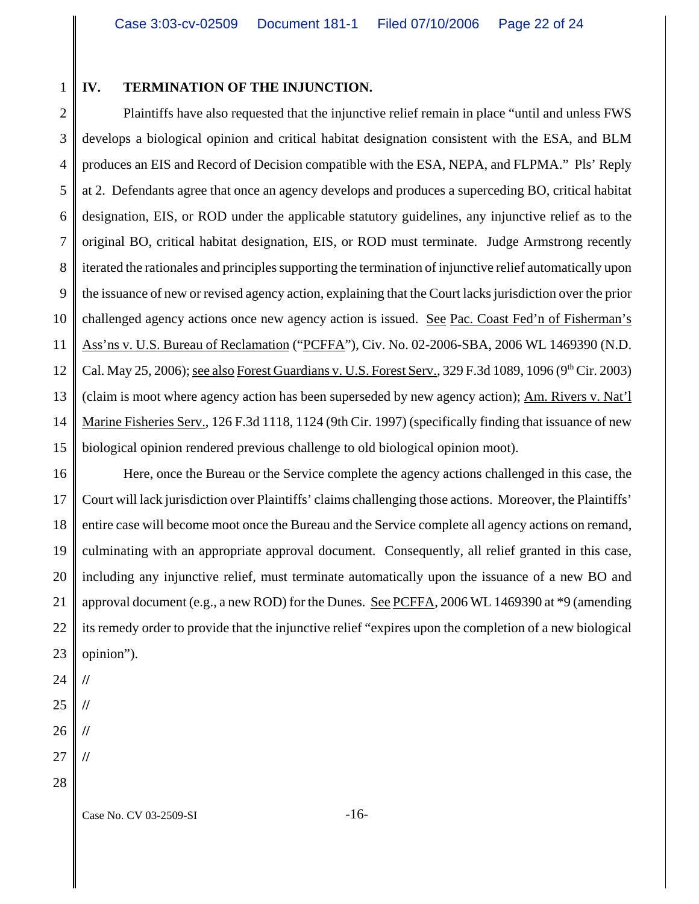## IV. TERMINATION OF THE INJUNCTION.

Plaintiffs have also requested that the injunctive relief remain in place "until and unless FWS develops a biological opinion and critical habitat designation consistent with the ESA, and BLM produces an EIS and Record of Decision compatible with the ESA, NEPA, and FLPMA." Pls' Reply at 2. Defendants agree that once an agency develops and produces a superceding BO, critical habitat designation, EIS, or ROD under the applicable statutory guidelines, any injunctive relief as to the original BO, critical habitat designation, EIS, or ROD must terminate. Judge Armstrong recently iterated the rationales and principles supporting the termination of injunctive relief automatically upon the issuance of new or revised agency action, explaining that the Court lacks jurisdiction over the prior challenged agency actions once new agency action is issued. See Pac. Coast Fed'n of Fisherman's Ass'ns v. U.S. Bureau of Reclamation ("PCFFA"), Civ. No. 02-2006-SBA, 2006 WL 1469390 (N.D. Cal. May 25, 2006); see also Forest Guardians v. U.S. Forest Serv., 329 F.3d 1089, 1096 (9th Cir. 2003) (claim is moot where agency action has been superseded by new agency action); Am. Rivers v. Nat'l Marine Fisheries Serv., 126 F.3d 1118, 1124 (9th Cir. 1997) (specifically finding that issuance of new biological opinion rendered previous challenge to old biological opinion moot).

Here, once the Bureau or the Service complete the agency actions challenged in this case, the Court will lack jurisdiction over Plaintiffs' claims challenging those actions. Moreover, the Plaintiffs' entire case will become moot once the Bureau and the Service complete all agency actions on remand, culminating with an appropriate approval document. Consequently, all relief granted in this case, including any injunctive relief, must terminate automatically upon the issuance of a new BO and approval document (e.g., a new ROD) for the Dunes. See PCFFA, 2006 WL 1469390 at *9 (amending its remedy order to provide that the injunctive relief "expires upon the completion of a new biological opinion").

//

//

//

//

Case No. CV 03-2509-SI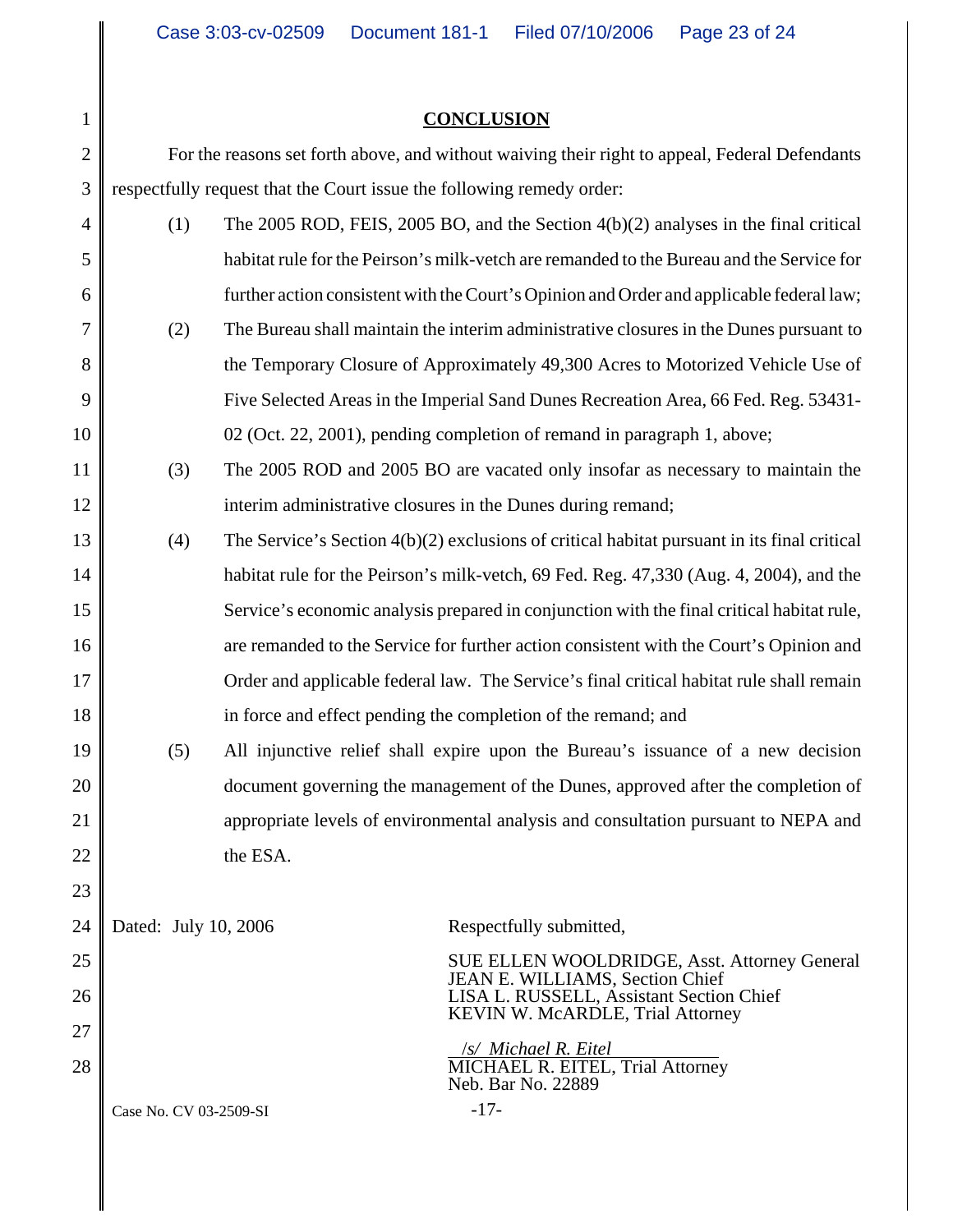## CONCLUSION

For the reasons set forth above, and without waiving their right to appeal, Federal Defendants respectfully request that the Court issue the following remedy order:

(1) The 2005 ROD, FEIS, 2005 BO, and the Section 4(b)(2) analyses in the final critical habitat rule for the Peirson's milk-vetch are remanded to the Bureau and the Service for further action consistent with the Court's Opinion and Order and applicable federal law;

(2) The Bureau shall maintain the interim administrative closures in the Dunes pursuant to the Temporary Closure of Approximately 49,300 Acres to Motorized Vehicle Use of Five Selected Areas in the Imperial Sand Dunes Recreation Area, 66 Fed. Reg. 53431-02 (Oct. 22, 2001), pending completion of remand in paragraph 1, above;

(3) The 2005 ROD and 2005 BO are vacated only insofar as necessary to maintain the interim administrative closures in the Dunes during remand;

(4) The Service's Section 4(b)(2) exclusions of critical habitat pursuant in its final critical habitat rule for the Peirson's milk-vetch, 69 Fed. Reg. 47,330 (Aug. 4, 2004), and the Service's economic analysis prepared in conjunction with the final critical habitat rule, are remanded to the Service for further action consistent with the Court's Opinion and Order and applicable federal law. The Service's final critical habitat rule shall remain in force and effect pending the completion of the remand; and

(5) All injunctive relief shall expire upon the Bureau's issuance of a new decision document governing the management of the Dunes, approved after the completion of appropriate levels of environmental analysis and consultation pursuant to NEPA and the ESA.

Dated: July 10, 2006

Respectfully submitted,

SUE ELLEN WOOLDRIDGE, Asst. Attorney General
JEAN E. WILLIAMS, Section Chief
LISA L. RUSSELL, Assistant Section Chief
KEVIN W. McARDLE, Trial Attorney

*/s/ Michael R. Eitel*
MICHAEL R. EITEL, Trial Attorney
Neb. Bar No. 22889

Case No. CV 03-2509-SI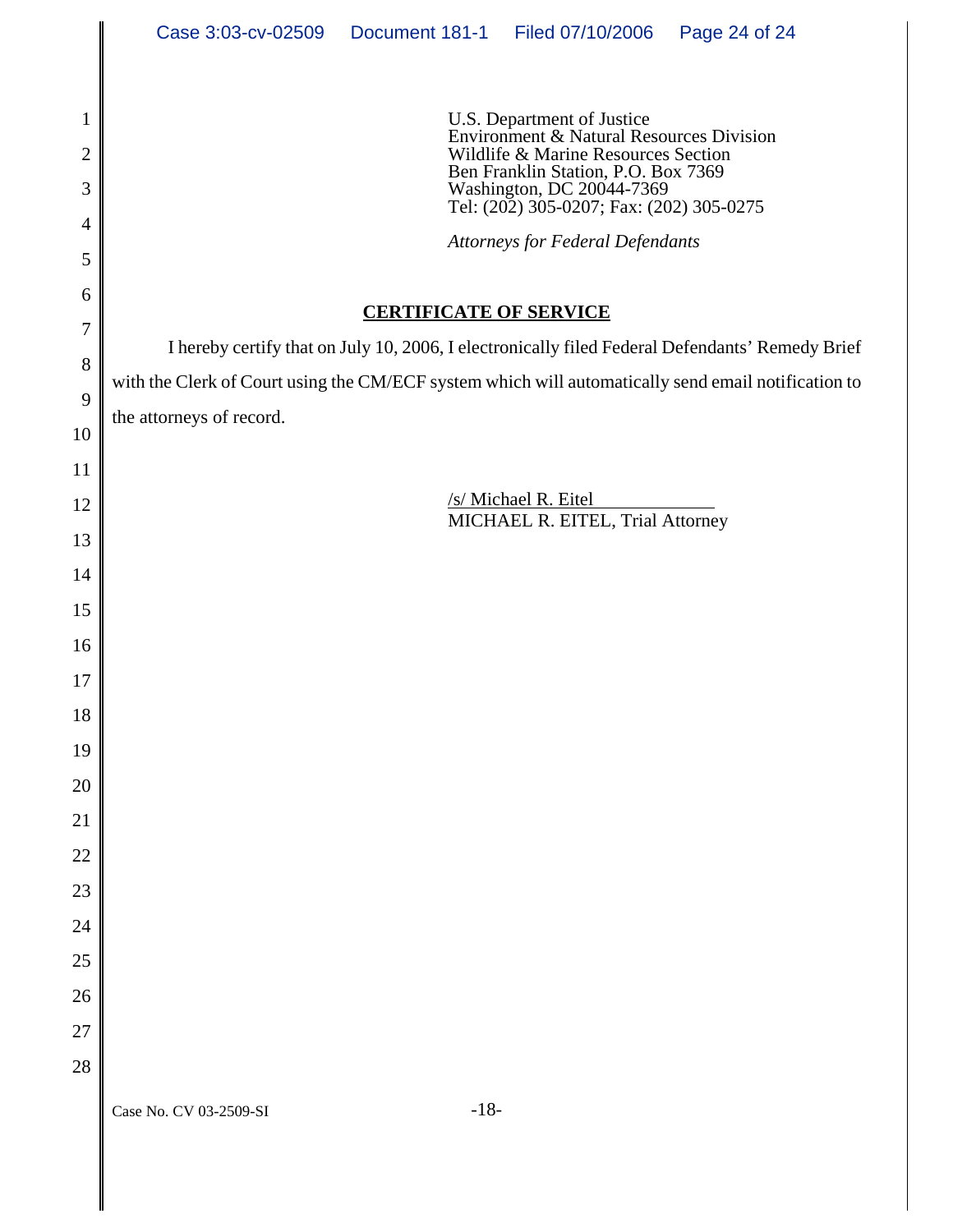U.S. Department of Justice
Environment & Natural Resources Division
Wildlife & Marine Resources Section
Ben Franklin Station, P.O. Box 7369
Washington, DC 20044-7369
Tel: (202) 305-0207; Fax: (202) 305-0275

*Attorneys for Federal Defendants*

**CERTIFICATE OF SERVICE**

I hereby certify that on July 10, 2006, I electronically filed Federal Defendants' Remedy Brief with the Clerk of Court using the CM/ECF system which will automatically send email notification to the attorneys of record.

/s/ Michael R. Eitel
MICHAEL R. EITEL, Trial Attorney

Case No. CV 03-2509-SI